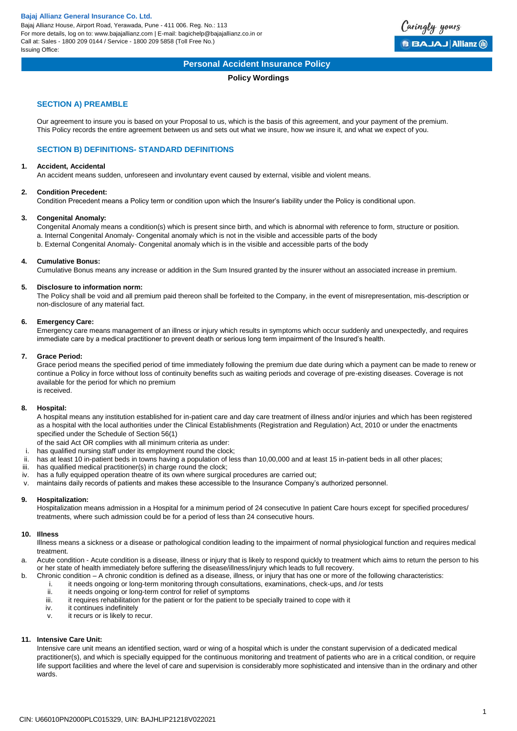**Bajaj Allianz General Insurance Co. Ltd.**
Bajaj Allianz House, Airport Road, Yerawada, Pune - 411 006. Reg. No.: 113
For more details, log on to: www.bajajallianz.com | E-mail: bagichelp@bajajallianz.co.in or
Call at: Sales - 1800 209 0144 / Service - 1800 209 5858 (Toll Free No.)
Issuing Office:

# Personal Accident Insurance Policy

## Policy Wordings

## SECTION A) PREAMBLE

Our agreement to insure you is based on your Proposal to us, which is the basis of this agreement, and your payment of the premium. This Policy records the entire agreement between us and sets out what we insure, how we insure it, and what we expect of you.

## SECTION B) DEFINITIONS- STANDARD DEFINITIONS

**1. Accident, Accidental**
An accident means sudden, unforeseen and involuntary event caused by external, visible and violent means.

**2. Condition Precedent:**
Condition Precedent means a Policy term or condition upon which the Insurer's liability under the Policy is conditional upon.

**3. Congenital Anomaly:**
Congenital Anomaly means a condition(s) which is present since birth, and which is abnormal with reference to form, structure or position.
a. Internal Congenital Anomaly- Congenital anomaly which is not in the visible and accessible parts of the body
b. External Congenital Anomaly- Congenital anomaly which is in the visible and accessible parts of the body

**4. Cumulative Bonus:**
Cumulative Bonus means any increase or addition in the Sum Insured granted by the insurer without an associated increase in premium.

**5. Disclosure to information norm:**
The Policy shall be void and all premium paid thereon shall be forfeited to the Company, in the event of misrepresentation, mis-description or non-disclosure of any material fact.

**6. Emergency Care:**
Emergency care means management of an illness or injury which results in symptoms which occur suddenly and unexpectedly, and requires immediate care by a medical practitioner to prevent death or serious long term impairment of the Insured's health.

**7. Grace Period:**
Grace period means the specified period of time immediately following the premium due date during which a payment can be made to renew or continue a Policy in force without loss of continuity benefits such as waiting periods and coverage of pre-existing diseases. Coverage is not available for the period for which no premium
is received.

**8. Hospital:**
A hospital means any institution established for in-patient care and day care treatment of illness and/or injuries and which has been registered as a hospital with the local authorities under the Clinical Establishments (Registration and Regulation) Act, 2010 or under the enactments specified under the Schedule of Section 56(1)
of the said Act OR complies with all minimum criteria as under:

i. has qualified nursing staff under its employment round the clock;
ii. has at least 10 in-patient beds in towns having a population of less than 10,00,000 and at least 15 in-patient beds in all other places;
iii. has qualified medical practitioner(s) in charge round the clock;
iv. has a fully equipped operation theatre of its own where surgical procedures are carried out;
v. maintains daily records of patients and makes these accessible to the Insurance Company's authorized personnel.

**9. Hospitalization:**
Hospitalization means admission in a Hospital for a minimum period of 24 consecutive In patient Care hours except for specified procedures/ treatments, where such admission could be for a period of less than 24 consecutive hours.

**10. Illness**
Illness means a sickness or a disease or pathological condition leading to the impairment of normal physiological function and requires medical treatment.

a. Acute condition - Acute condition is a disease, illness or injury that is likely to respond quickly to treatment which aims to return the person to his or her state of health immediately before suffering the disease/illness/injury which leads to full recovery.
b. Chronic condition – A chronic condition is defined as a disease, illness, or injury that has one or more of the following characteristics:
    i. it needs ongoing or long-term monitoring through consultations, examinations, check-ups, and /or tests
    ii. it needs ongoing or long-term control for relief of symptoms
    iii. it requires rehabilitation for the patient or for the patient to be specially trained to cope with it
    iv. it continues indefinitely
    v. it recurs or is likely to recur.

**11. Intensive Care Unit:**
Intensive care unit means an identified section, ward or wing of a hospital which is under the constant supervision of a dedicated medical practitioner(s), and which is specially equipped for the continuous monitoring and treatment of patients who are in a critical condition, or require life support facilities and where the level of care and supervision is considerably more sophisticated and intensive than in the ordinary and other wards.

CIN: U66010PN2000PLC015329, UIN: BAJHLIP21218V022021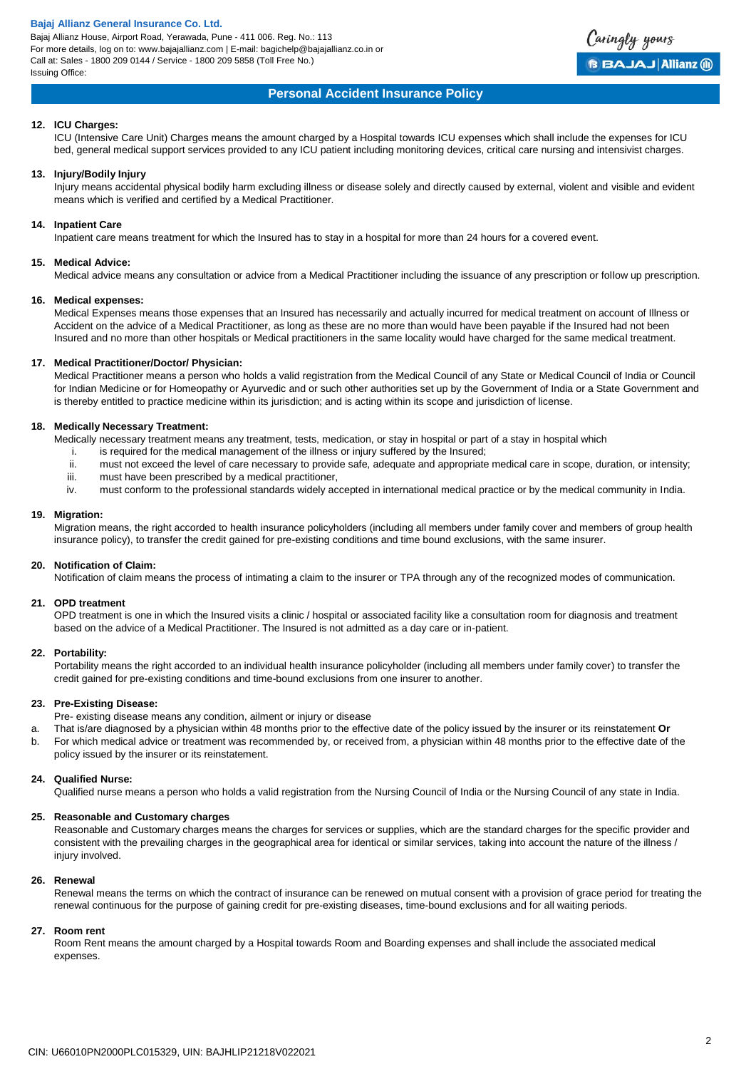## Personal Accident Insurance Policy

**12. ICU Charges:**

ICU (Intensive Care Unit) Charges means the amount charged by a Hospital towards ICU expenses which shall include the expenses for ICU bed, general medical support services provided to any ICU patient including monitoring devices, critical care nursing and intensivist charges.

**13. Injury/Bodily Injury**

Injury means accidental physical bodily harm excluding illness or disease solely and directly caused by external, violent and visible and evident means which is verified and certified by a Medical Practitioner.

**14. Inpatient Care**

Inpatient care means treatment for which the Insured has to stay in a hospital for more than 24 hours for a covered event.

**15. Medical Advice:**

Medical advice means any consultation or advice from a Medical Practitioner including the issuance of any prescription or follow up prescription.

**16. Medical expenses:**

Medical Expenses means those expenses that an Insured has necessarily and actually incurred for medical treatment on account of Illness or Accident on the advice of a Medical Practitioner, as long as these are no more than would have been payable if the Insured had not been Insured and no more than other hospitals or Medical practitioners in the same locality would have charged for the same medical treatment.

**17. Medical Practitioner/Doctor/ Physician:**

Medical Practitioner means a person who holds a valid registration from the Medical Council of any State or Medical Council of India or Council for Indian Medicine or for Homeopathy or Ayurvedic and or such other authorities set up by the Government of India or a State Government and is thereby entitled to practice medicine within its jurisdiction; and is acting within its scope and jurisdiction of license.

**18. Medically Necessary Treatment:**

Medically necessary treatment means any treatment, tests, medication, or stay in hospital or part of a stay in hospital which

i. is required for the medical management of the illness or injury suffered by the Insured;
ii. must not exceed the level of care necessary to provide safe, adequate and appropriate medical care in scope, duration, or intensity;
iii. must have been prescribed by a medical practitioner,
iv. must conform to the professional standards widely accepted in international medical practice or by the medical community in India.

**19. Migration:**

Migration means, the right accorded to health insurance policyholders (including all members under family cover and members of group health insurance policy), to transfer the credit gained for pre-existing conditions and time bound exclusions, with the same insurer.

**20. Notification of Claim:**

Notification of claim means the process of intimating a claim to the insurer or TPA through any of the recognized modes of communication.

**21. OPD treatment**

OPD treatment is one in which the Insured visits a clinic / hospital or associated facility like a consultation room for diagnosis and treatment based on the advice of a Medical Practitioner. The Insured is not admitted as a day care or in-patient.

**22. Portability:**

Portability means the right accorded to an individual health insurance policyholder (including all members under family cover) to transfer the credit gained for pre-existing conditions and time-bound exclusions from one insurer to another.

**23. Pre-Existing Disease:**

Pre- existing disease means any condition, ailment or injury or disease

a. That is/are diagnosed by a physician within 48 months prior to the effective date of the policy issued by the insurer or its reinstatement **Or**
b. For which medical advice or treatment was recommended by, or received from, a physician within 48 months prior to the effective date of the policy issued by the insurer or its reinstatement.

**24. Qualified Nurse:**

Qualified nurse means a person who holds a valid registration from the Nursing Council of India or the Nursing Council of any state in India.

**25. Reasonable and Customary charges**

Reasonable and Customary charges means the charges for services or supplies, which are the standard charges for the specific provider and consistent with the prevailing charges in the geographical area for identical or similar services, taking into account the nature of the illness / injury involved.

**26. Renewal**

Renewal means the terms on which the contract of insurance can be renewed on mutual consent with a provision of grace period for treating the renewal continuous for the purpose of gaining credit for pre-existing diseases, time-bound exclusions and for all waiting periods.

**27. Room rent**

Room Rent means the amount charged by a Hospital towards Room and Boarding expenses and shall include the associated medical expenses.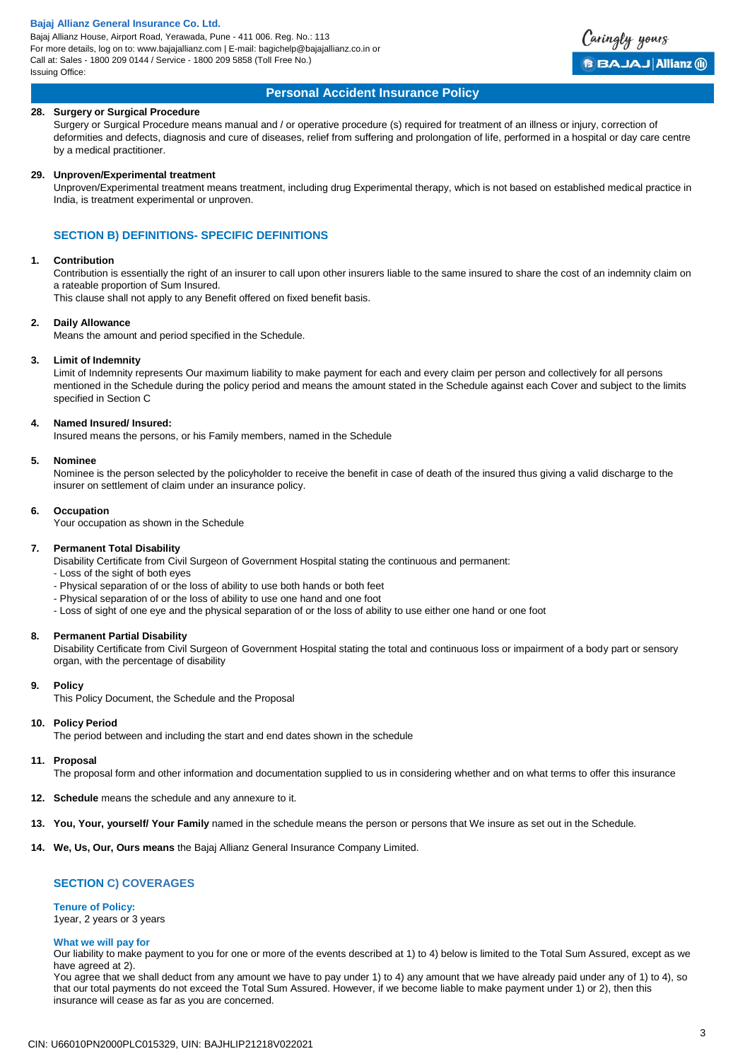**28. Surgery or Surgical Procedure**

Surgery or Surgical Procedure means manual and / or operative procedure (s) required for treatment of an illness or injury, correction of deformities and defects, diagnosis and cure of diseases, relief from suffering and prolongation of life, performed in a hospital or day care centre by a medical practitioner.

**29. Unproven/Experimental treatment**

Unproven/Experimental treatment means treatment, including drug Experimental therapy, which is not based on established medical practice in India, is treatment experimental or unproven.

## SECTION B) DEFINITIONS- SPECIFIC DEFINITIONS

**1. Contribution**

Contribution is essentially the right of an insurer to call upon other insurers liable to the same insured to share the cost of an indemnity claim on a rateable proportion of Sum Insured.
This clause shall not apply to any Benefit offered on fixed benefit basis.

**2. Daily Allowance**

Means the amount and period specified in the Schedule.

**3. Limit of Indemnity**

Limit of Indemnity represents Our maximum liability to make payment for each and every claim per person and collectively for all persons mentioned in the Schedule during the policy period and means the amount stated in the Schedule against each Cover and subject to the limits specified in Section C

**4. Named Insured/ Insured:**

Insured means the persons, or his Family members, named in the Schedule

**5. Nominee**

Nominee is the person selected by the policyholder to receive the benefit in case of death of the insured thus giving a valid discharge to the insurer on settlement of claim under an insurance policy.

**6. Occupation**

Your occupation as shown in the Schedule

**7. Permanent Total Disability**

Disability Certificate from Civil Surgeon of Government Hospital stating the continuous and permanent:
- Loss of the sight of both eyes
- Physical separation of or the loss of ability to use both hands or both feet
- Physical separation of or the loss of ability to use one hand and one foot
- Loss of sight of one eye and the physical separation of or the loss of ability to use either one hand or one foot

**8. Permanent Partial Disability**

Disability Certificate from Civil Surgeon of Government Hospital stating the total and continuous loss or impairment of a body part or sensory organ, with the percentage of disability

**9. Policy**

This Policy Document, the Schedule and the Proposal

**10. Policy Period**

The period between and including the start and end dates shown in the schedule

**11. Proposal**

The proposal form and other information and documentation supplied to us in considering whether and on what terms to offer this insurance

**12. Schedule** means the schedule and any annexure to it.

**13. You, Your, yourself/ Your Family** named in the schedule means the person or persons that We insure as set out in the Schedule.

**14. We, Us, Our, Ours means** the Bajaj Allianz General Insurance Company Limited.

## SECTION C) COVERAGES

### Tenure of Policy:

1year, 2 years or 3 years

### What we will pay for

Our liability to make payment to you for one or more of the events described at 1) to 4) below is limited to the Total Sum Assured, except as we have agreed at 2).

You agree that we shall deduct from any amount we have to pay under 1) to 4) any amount that we have already paid under any of 1) to 4), so that our total payments do not exceed the Total Sum Assured. However, if we become liable to make payment under 1) or 2), then this insurance will cease as far as you are concerned.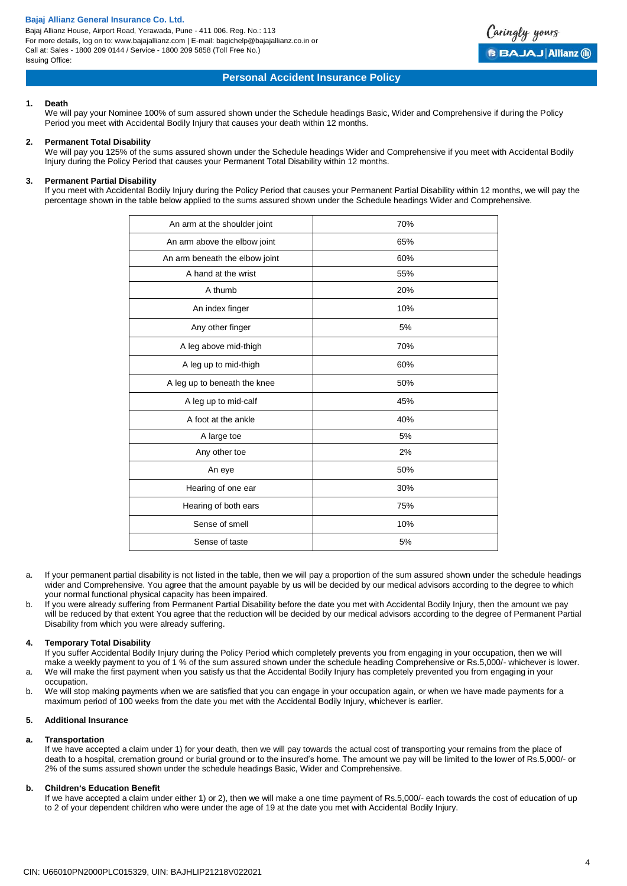Bajaj Allianz General Insurance Co. Ltd.
Bajaj Allianz House, Airport Road, Yerawada, Pune - 411 006. Reg. No.: 113
For more details, log on to: www.bajajallianz.com | E-mail: bagichelp@bajajallianz.co.in or
Call at: Sales - 1800 209 0144 / Service - 1800 209 5858 (Toll Free No.)
Issuing Office:

# Personal Accident Insurance Policy

**1. Death**

We will pay your Nominee 100% of sum assured shown under the Schedule headings Basic, Wider and Comprehensive if during the Policy Period you meet with Accidental Bodily Injury that causes your death within 12 months.

**2. Permanent Total Disability**

We will pay you 125% of the sums assured shown under the Schedule headings Wider and Comprehensive if you meet with Accidental Bodily Injury during the Policy Period that causes your Permanent Total Disability within 12 months.

**3. Permanent Partial Disability**

If you meet with Accidental Bodily Injury during the Policy Period that causes your Permanent Partial Disability within 12 months, we will pay the percentage shown in the table below applied to the sums assured shown under the Schedule headings Wider and Comprehensive.

| | |
|---|---|
| An arm at the shoulder joint | 70% |
| An arm above the elbow joint | 65% |
| An arm beneath the elbow joint | 60% |
| A hand at the wrist | 55% |
| A thumb | 20% |
| An index finger | 10% |
| Any other finger | 5% |
| A leg above mid-thigh | 70% |
| A leg up to mid-thigh | 60% |
| A leg up to beneath the knee | 50% |
| A leg up to mid-calf | 45% |
| A foot at the ankle | 40% |
| A large toe | 5% |
| Any other toe | 2% |
| An eye | 50% |
| Hearing of one ear | 30% |
| Hearing of both ears | 75% |
| Sense of smell | 10% |
| Sense of taste | 5% |

a. If your permanent partial disability is not listed in the table, then we will pay a proportion of the sum assured shown under the schedule headings wider and Comprehensive. You agree that the amount payable by us will be decided by our medical advisors according to the degree to which your normal functional physical capacity has been impaired.

b. If you were already suffering from Permanent Partial Disability before the date you met with Accidental Bodily Injury, then the amount we pay will be reduced by that extent You agree that the reduction will be decided by our medical advisors according to the degree of Permanent Partial Disability from which you were already suffering.

**4. Temporary Total Disability**

If you suffer Accidental Bodily Injury during the Policy Period which completely prevents you from engaging in your occupation, then we will make a weekly payment to you of 1 % of the sum assured shown under the schedule heading Comprehensive or Rs.5,000/- whichever is lower.

a. We will make the first payment when you satisfy us that the Accidental Bodily Injury has completely prevented you from engaging in your occupation.

b. We will stop making payments when we are satisfied that you can engage in your occupation again, or when we have made payments for a maximum period of 100 weeks from the date you met with the Accidental Bodily Injury, whichever is earlier.

**5. Additional Insurance**

**a. Transportation**

If we have accepted a claim under 1) for your death, then we will pay towards the actual cost of transporting your remains from the place of death to a hospital, cremation ground or burial ground or to the insured's home. The amount we pay will be limited to the lower of Rs.5,000/- or 2% of the sums assured shown under the schedule headings Basic, Wider and Comprehensive.

**b. Children's Education Benefit**

If we have accepted a claim under either 1) or 2), then we will make a one time payment of Rs.5,000/- each towards the cost of education of up to 2 of your dependent children who were under the age of 19 at the date you met with Accidental Bodily Injury.

CIN: U66010PN2000PLC015329, UIN: BAJHLIP21218V022021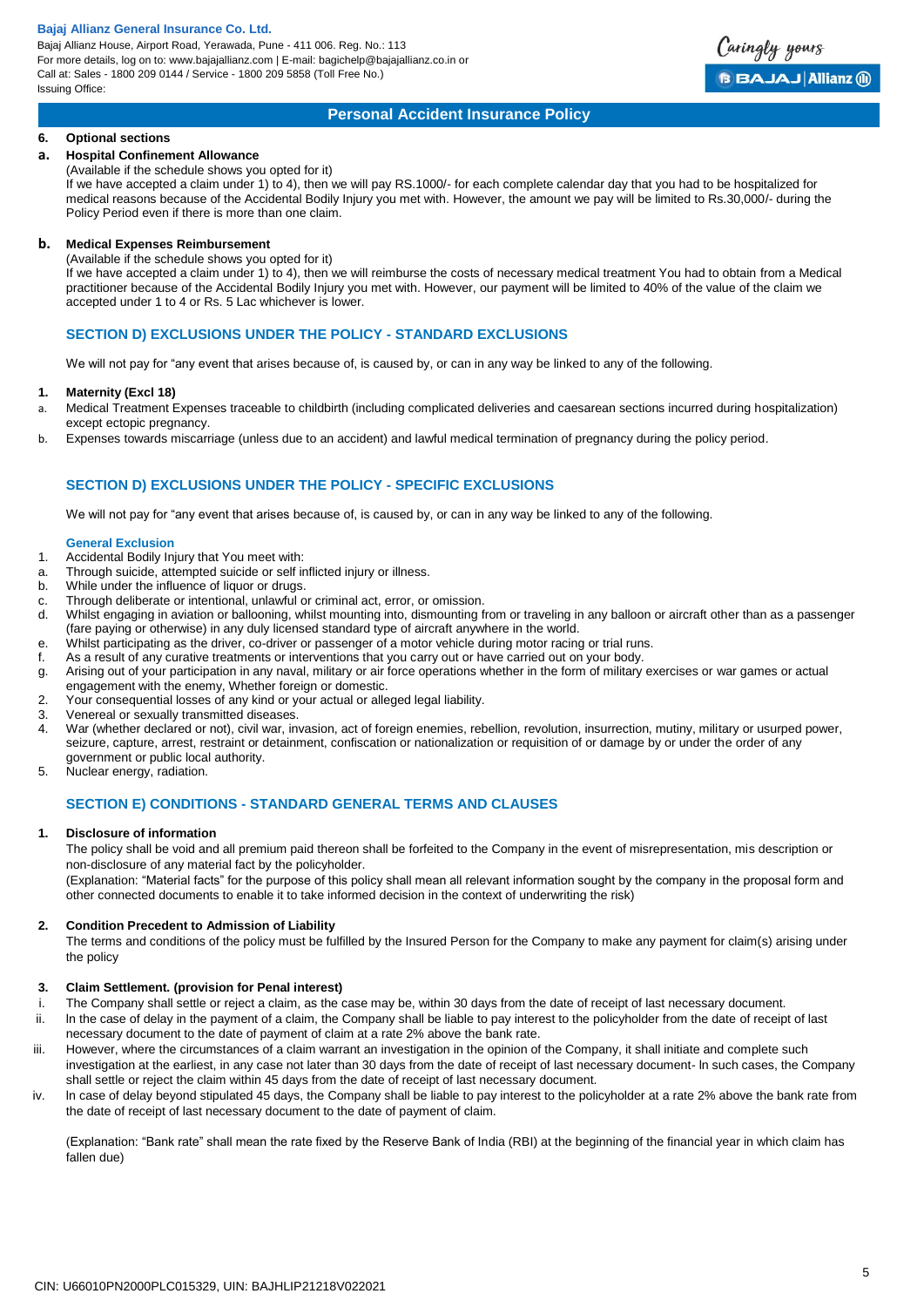## 6. Optional sections

### a. Hospital Confinement Allowance

(Available if the schedule shows you opted for it)

If we have accepted a claim under 1) to 4), then we will pay RS.1000/- for each complete calendar day that you had to be hospitalized for medical reasons because of the Accidental Bodily Injury you met with. However, the amount we pay will be limited to Rs.30,000/- during the Policy Period even if there is more than one claim.

### b. Medical Expenses Reimbursement

(Available if the schedule shows you opted for it)

If we have accepted a claim under 1) to 4), then we will reimburse the costs of necessary medical treatment You had to obtain from a Medical practitioner because of the Accidental Bodily Injury you met with. However, our payment will be limited to 40% of the value of the claim we accepted under 1 to 4 or Rs. 5 Lac whichever is lower.

## SECTION D) EXCLUSIONS UNDER THE POLICY - STANDARD EXCLUSIONS

We will not pay for "any event that arises because of, is caused by, or can in any way be linked to any of the following.

**1. Maternity (Excl 18)**

a. Medical Treatment Expenses traceable to childbirth (including complicated deliveries and caesarean sections incurred during hospitalization) except ectopic pregnancy.

b. Expenses towards miscarriage (unless due to an accident) and lawful medical termination of pregnancy during the policy period.

## SECTION D) EXCLUSIONS UNDER THE POLICY - SPECIFIC EXCLUSIONS

We will not pay for "any event that arises because of, is caused by, or can in any way be linked to any of the following.

### General Exclusion

1. Accidental Bodily Injury that You meet with:
   a. Through suicide, attempted suicide or self inflicted injury or illness.
   b. While under the influence of liquor or drugs.
   c. Through deliberate or intentional, unlawful or criminal act, error, or omission.
   d. Whilst engaging in aviation or ballooning, whilst mounting into, dismounting from or traveling in any balloon or aircraft other than as a passenger (fare paying or otherwise) in any duly licensed standard type of aircraft anywhere in the world.
   e. Whilst participating as the driver, co-driver or passenger of a motor vehicle during motor racing or trial runs.
   f. As a result of any curative treatments or interventions that you carry out or have carried out on your body.
   g. Arising out of your participation in any naval, military or air force operations whether in the form of military exercises or war games or actual engagement with the enemy, Whether foreign or domestic.
2. Your consequential losses of any kind or your actual or alleged legal liability.
3. Venereal or sexually transmitted diseases.
4. War (whether declared or not), civil war, invasion, act of foreign enemies, rebellion, revolution, insurrection, mutiny, military or usurped power, seizure, capture, arrest, restraint or detainment, confiscation or nationalization or requisition of or damage by or under the order of any government or public local authority.
5. Nuclear energy, radiation.

## SECTION E) CONDITIONS - STANDARD GENERAL TERMS AND CLAUSES

**1. Disclosure of information**

The policy shall be void and all premium paid thereon shall be forfeited to the Company in the event of misrepresentation, mis description or non-disclosure of any material fact by the policyholder.

(Explanation: "Material facts" for the purpose of this policy shall mean all relevant information sought by the company in the proposal form and other connected documents to enable it to take informed decision in the context of underwriting the risk)

**2. Condition Precedent to Admission of Liability**

The terms and conditions of the policy must be fulfilled by the Insured Person for the Company to make any payment for claim(s) arising under the policy

**3. Claim Settlement. (provision for Penal interest)**

i. The Company shall settle or reject a claim, as the case may be, within 30 days from the date of receipt of last necessary document.

ii. ln the case of delay in the payment of a claim, the Company shall be liable to pay interest to the policyholder from the date of receipt of last necessary document to the date of payment of claim at a rate 2% above the bank rate.

iii. However, where the circumstances of a claim warrant an investigation in the opinion of the Company, it shall initiate and complete such investigation at the earliest, in any case not later than 30 days from the date of receipt of last necessary document- ln such cases, the Company shall settle or reject the claim within 45 days from the date of receipt of last necessary document.

iv. ln case of delay beyond stipulated 45 days, the Company shall be liable to pay interest to the policyholder at a rate 2% above the bank rate from the date of receipt of last necessary document to the date of payment of claim.

(Explanation: "Bank rate" shall mean the rate fixed by the Reserve Bank of India (RBI) at the beginning of the financial year in which claim has fallen due)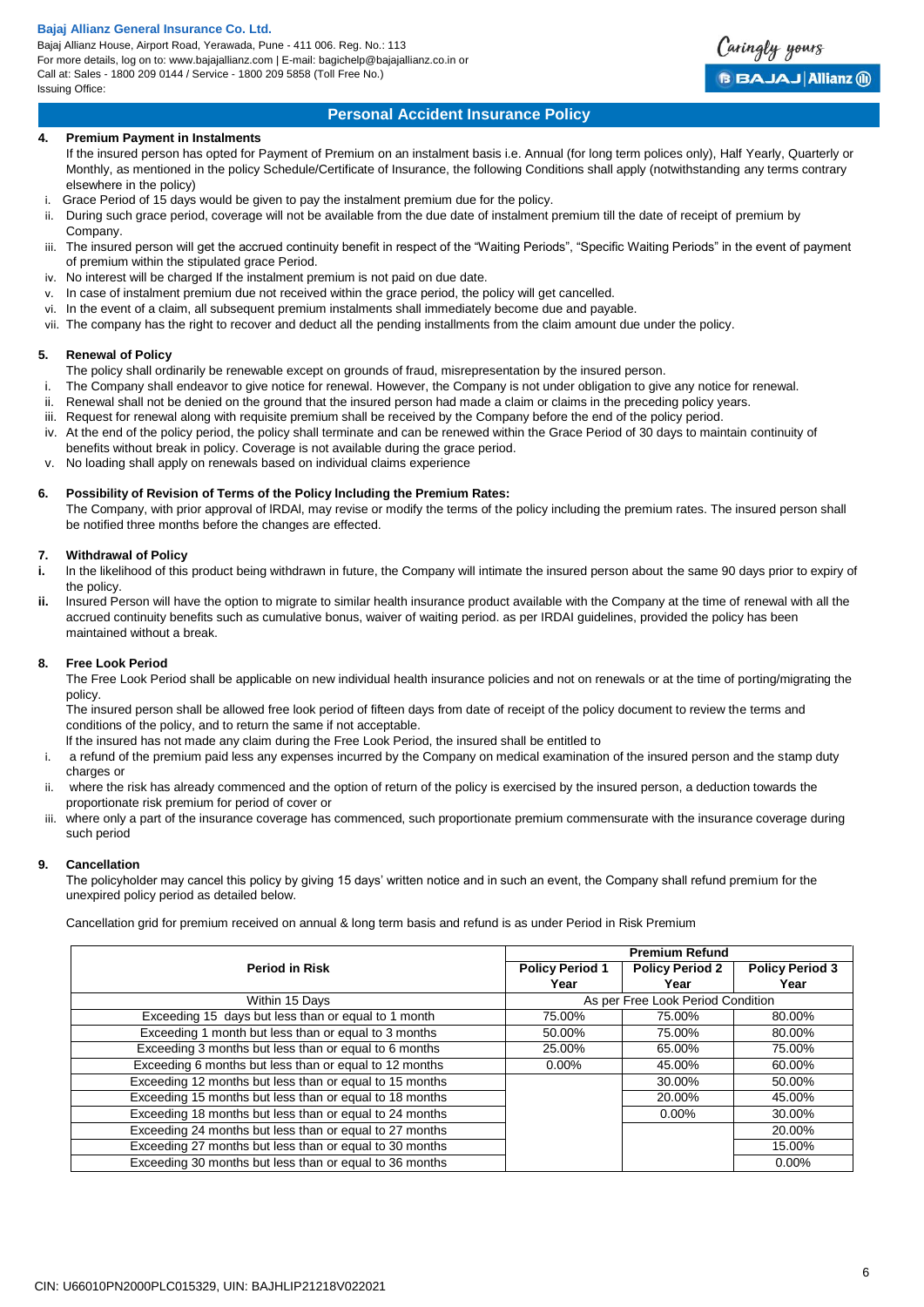## 4. Premium Payment in Instalments

If the insured person has opted for Payment of Premium on an instalment basis i.e. Annual (for long term polices only), Half Yearly, Quarterly or Monthly, as mentioned in the policy Schedule/Certificate of Insurance, the following Conditions shall apply (notwithstanding any terms contrary elsewhere in the policy)

i. Grace Period of 15 days would be given to pay the instalment premium due for the policy.
ii. During such grace period, coverage will not be available from the due date of instalment premium till the date of receipt of premium by Company.
iii. The insured person will get the accrued continuity benefit in respect of the "Waiting Periods", "Specific Waiting Periods" in the event of payment of premium within the stipulated grace Period.
iv. No interest will be charged If the instalment premium is not paid on due date.
v. In case of instalment premium due not received within the grace period, the policy will get cancelled.
vi. In the event of a claim, all subsequent premium instalments shall immediately become due and payable.
vii. The company has the right to recover and deduct all the pending installments from the claim amount due under the policy.

## 5. Renewal of Policy

The policy shall ordinarily be renewable except on grounds of fraud, misrepresentation by the insured person.

i. The Company shall endeavor to give notice for renewal. However, the Company is not under obligation to give any notice for renewal.
ii. Renewal shall not be denied on the ground that the insured person had made a claim or claims in the preceding policy years.
iii. Request for renewal along with requisite premium shall be received by the Company before the end of the policy period.
iv. At the end of the policy period, the policy shall terminate and can be renewed within the Grace Period of 30 days to maintain continuity of benefits without break in policy. Coverage is not available during the grace period.
v. No loading shall apply on renewals based on individual claims experience

## 6. Possibility of Revision of Terms of the Policy Including the Premium Rates:

The Company, with prior approval of IRDAI, may revise or modify the terms of the policy including the premium rates. The insured person shall be notified three months before the changes are effected.

## 7. Withdrawal of Policy

**i.** In the likelihood of this product being withdrawn in future, the Company will intimate the insured person about the same 90 days prior to expiry of the policy.

**ii.** Insured Person will have the option to migrate to similar health insurance product available with the Company at the time of renewal with all the accrued continuity benefits such as cumulative bonus, waiver of waiting period. as per IRDAI guidelines, provided the policy has been maintained without a break.

## 8. Free Look Period

The Free Look Period shall be applicable on new individual health insurance policies and not on renewals or at the time of porting/migrating the policy.

The insured person shall be allowed free look period of fifteen days from date of receipt of the policy document to review the terms and conditions of the policy, and to return the same if not acceptable.

If the insured has not made any claim during the Free Look Period, the insured shall be entitled to

i. a refund of the premium paid less any expenses incurred by the Company on medical examination of the insured person and the stamp duty charges or
ii. where the risk has already commenced and the option of return of the policy is exercised by the insured person, a deduction towards the proportionate risk premium for period of cover or
iii. where only a part of the insurance coverage has commenced, such proportionate premium commensurate with the insurance coverage during such period

## 9. Cancellation

The policyholder may cancel this policy by giving 15 days' written notice and in such an event, the Company shall refund premium for the unexpired policy period as detailed below.

Cancellation grid for premium received on annual & long term basis and refund is as under Period in Risk Premium

| Period in Risk | Premium Refund | | |
|---|---|---|---|
| | **Policy Period 1 Year** | **Policy Period 2 Year** | **Policy Period 3 Year** |
| Within 15 Days | As per Free Look Period Condition | | |
| Exceeding 15 days but less than or equal to 1 month | 75.00% | 75.00% | 80.00% |
| Exceeding 1 month but less than or equal to 3 months | 50.00% | 75.00% | 80.00% |
| Exceeding 3 months but less than or equal to 6 months | 25.00% | 65.00% | 75.00% |
| Exceeding 6 months but less than or equal to 12 months | 0.00% | 45.00% | 60.00% |
| Exceeding 12 months but less than or equal to 15 months | | 30.00% | 50.00% |
| Exceeding 15 months but less than or equal to 18 months | | 20.00% | 45.00% |
| Exceeding 18 months but less than or equal to 24 months | | 0.00% | 30.00% |
| Exceeding 24 months but less than or equal to 27 months | | | 20.00% |
| Exceeding 27 months but less than or equal to 30 months | | | 15.00% |
| Exceeding 30 months but less than or equal to 36 months | | | 0.00% |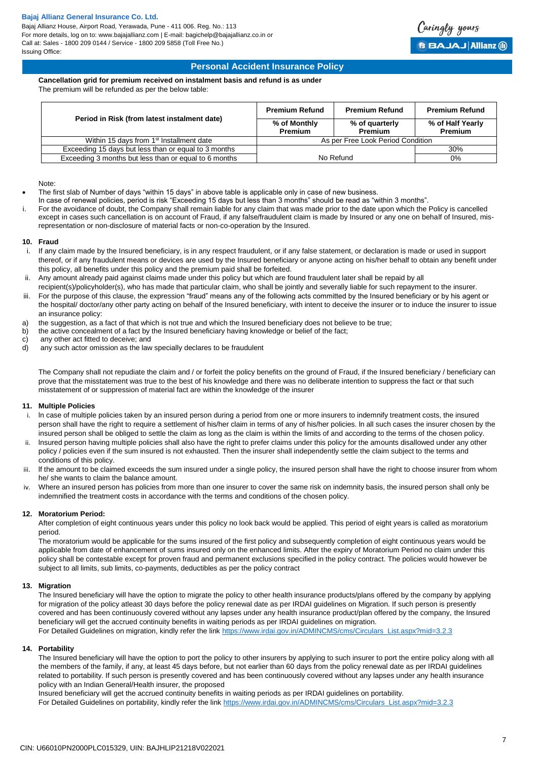**Cancellation grid for premium received on instalment basis and refund is as under**

The premium will be refunded as per the below table:

| Period in Risk (from latest instalment date) | Premium Refund | Premium Refund | Premium Refund |
|---|---|---|---|
| | % of Monthly Premium | % of quarterly Premium | % of Half Yearly Premium |
| Within 15 days from 1st Installment date | As per Free Look Period Condition | | |
| Exceeding 15 days but less than or equal to 3 months | No Refund | | 30% |
| Exceeding 3 months but less than or equal to 6 months | | | 0% |

Note:

- The first slab of Number of days "within 15 days" in above table is applicable only in case of new business.
  In case of renewal policies, period is risk "Exceeding 15 days but less than 3 months" should be read as "within 3 months".

i. For the avoidance of doubt, the Company shall remain liable for any claim that was made prior to the date upon which the Policy is cancelled except in cases such cancellation is on account of Fraud, if any false/fraudulent claim is made by Insured or any one on behalf of Insured, mis-representation or non-disclosure of material facts or non-co-operation by the Insured.

**10. Fraud**

i. If any claim made by the Insured beneficiary, is in any respect fraudulent, or if any false statement, or declaration is made or used in support thereof, or if any fraudulent means or devices are used by the Insured beneficiary or anyone acting on his/her behalf to obtain any benefit under this policy, all benefits under this policy and the premium paid shall be forfeited.

ii. Any amount already paid against claims made under this policy but which are found fraudulent later shall be repaid by all recipient(s)/policyholder(s), who has made that particular claim, who shall be jointly and severally liable for such repayment to the insurer.

iii. For the purpose of this clause, the expression "fraud" means any of the following acts committed by the Insured beneficiary or by his agent or the hospital/ doctor/any other party acting on behalf of the Insured beneficiary, with intent to deceive the insurer or to induce the insurer to issue an insurance policy:

a) the suggestion, as a fact of that which is not true and which the Insured beneficiary does not believe to be true;
b) the active concealment of a fact by the Insured beneficiary having knowledge or belief of the fact;
c) any other act fitted to deceive; and
d) any such actor omission as the law specially declares to be fraudulent

The Company shall not repudiate the claim and / or forfeit the policy benefits on the ground of Fraud, if the Insured beneficiary / beneficiary can prove that the misstatement was true to the best of his knowledge and there was no deliberate intention to suppress the fact or that such misstatement of or suppression of material fact are within the knowledge of the insurer

**11. Multiple Policies**

i. In case of multiple policies taken by an insured person during a period from one or more insurers to indemnify treatment costs, the insured person shall have the right to require a settlement of his/her claim in terms of any of his/her policies. In all such cases the insurer chosen by the insured person shall be obliged to settle the claim as long as the claim is within the limits of and according to the terms of the chosen policy.

ii. Insured person having multiple policies shall also have the right to prefer claims under this policy for the amounts disallowed under any other policy / policies even if the sum insured is not exhausted. Then the insurer shall independently settle the claim subject to the terms and conditions of this policy.

iii. If the amount to be claimed exceeds the sum insured under a single policy, the insured person shall have the right to choose insurer from whom he/ she wants to claim the balance amount.

iv. Where an insured person has policies from more than one insurer to cover the same risk on indemnity basis, the insured person shall only be indemnified the treatment costs in accordance with the terms and conditions of the chosen policy.

**12. Moratorium Period:**

After completion of eight continuous years under this policy no look back would be applied. This period of eight years is called as moratorium period.

The moratorium would be applicable for the sums insured of the first policy and subsequently completion of eight continuous years would be applicable from date of enhancement of sums insured only on the enhanced limits. After the expiry of Moratorium Period no claim under this policy shall be contestable except for proven fraud and permanent exclusions specified in the policy contract. The policies would however be subject to all limits, sub limits, co-payments, deductibles as per the policy contract

**13. Migration**

The Insured beneficiary will have the option to migrate the policy to other health insurance products/plans offered by the company by applying for migration of the policy atleast 30 days before the policy renewal date as per IRDAI guidelines on Migration. If such person is presently covered and has been continuously covered without any lapses under any health insurance product/plan offered by the company, the Insured beneficiary will get the accrued continuity benefits in waiting periods as per IRDAI guidelines on migration.

For Detailed Guidelines on migration, kindly refer the link https://www.irdai.gov.in/ADMINCMS/cms/Circulars_List.aspx?mid=3.2.3

**14. Portability**

The Insured beneficiary will have the option to port the policy to other insurers by applying to such insurer to port the entire policy along with all the members of the family, if any, at least 45 days before, but not earlier than 60 days from the policy renewal date as per IRDAI guidelines related to portability. If such person is presently covered and has been continuously covered without any lapses under any health insurance policy with an Indian General/Health insurer, the proposed

Insured beneficiary will get the accrued continuity benefits in waiting periods as per IRDAI guidelines on portability.

For Detailed Guidelines on portability, kindly refer the link https://www.irdai.gov.in/ADMINCMS/cms/Circulars_List.aspx?mid=3.2.3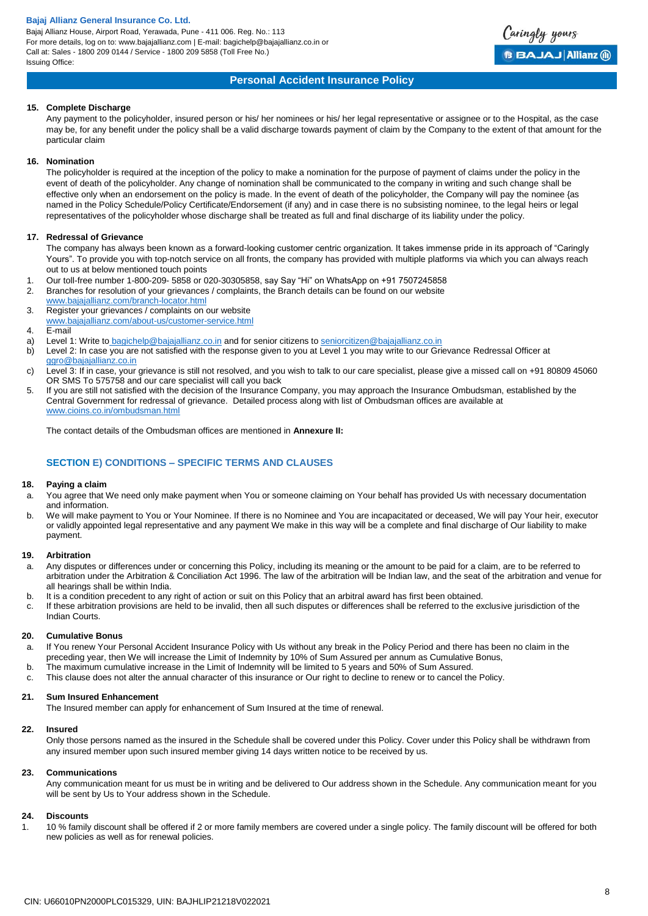**15. Complete Discharge**

Any payment to the policyholder, insured person or his/ her nominees or his/ her legal representative or assignee or to the Hospital, as the case may be, for any benefit under the policy shall be a valid discharge towards payment of claim by the Company to the extent of that amount for the particular claim

**16. Nomination**

The policyholder is required at the inception of the policy to make a nomination for the purpose of payment of claims under the policy in the event of death of the policyholder. Any change of nomination shall be communicated to the company in writing and such change shall be effective only when an endorsement on the policy is made. In the event of death of the policyholder, the Company will pay the nominee {as named in the Policy Schedule/Policy Certificate/Endorsement (if any) and in case there is no subsisting nominee, to the legal heirs or legal representatives of the policyholder whose discharge shall be treated as full and final discharge of its liability under the policy.

**17. Redressal of Grievance**

The company has always been known as a forward-looking customer centric organization. It takes immense pride in its approach of "Caringly Yours". To provide you with top-notch service on all fronts, the company has provided with multiple platforms via which you can always reach out to us at below mentioned touch points

1. Our toll-free number 1-800-209- 5858 or 020-30305858, say Say "Hi" on WhatsApp on +91 7507245858
2. Branches for resolution of your grievances / complaints, the Branch details can be found on our website www.bajajallianz.com/branch-locator.html
3. Register your grievances / complaints on our website www.bajajallianz.com/about-us/customer-service.html
4. E-mail

a) Level 1: Write to bagichelp@bajajallianz.co.in and for senior citizens to seniorcitizen@bajajallianz.co.in

b) Level 2: In case you are not satisfied with the response given to you at Level 1 you may write to our Grievance Redressal Officer at ggro@bajajallianz.co.in

c) Level 3: If in case, your grievance is still not resolved, and you wish to talk to our care specialist, please give a missed call on +91 80809 45060 OR SMS To 575758 and our care specialist will call you back

5. If you are still not satisfied with the decision of the Insurance Company, you may approach the Insurance Ombudsman, established by the Central Government for redressal of grievance. Detailed process along with list of Ombudsman offices are available at www.cioins.co.in/ombudsman.html

The contact details of the Ombudsman offices are mentioned in **Annexure II:**

## SECTION E) CONDITIONS – SPECIFIC TERMS AND CLAUSES

**18. Paying a claim**

a. You agree that We need only make payment when You or someone claiming on Your behalf has provided Us with necessary documentation and information.

b. We will make payment to You or Your Nominee. If there is no Nominee and You are incapacitated or deceased, We will pay Your heir, executor or validly appointed legal representative and any payment We make in this way will be a complete and final discharge of Our liability to make payment.

**19. Arbitration**

a. Any disputes or differences under or concerning this Policy, including its meaning or the amount to be paid for a claim, are to be referred to arbitration under the Arbitration & Conciliation Act 1996. The law of the arbitration will be Indian law, and the seat of the arbitration and venue for all hearings shall be within India.

b. It is a condition precedent to any right of action or suit on this Policy that an arbitral award has first been obtained.

c. If these arbitration provisions are held to be invalid, then all such disputes or differences shall be referred to the exclusive jurisdiction of the Indian Courts.

**20. Cumulative Bonus**

a. If You renew Your Personal Accident Insurance Policy with Us without any break in the Policy Period and there has been no claim in the preceding year, then We will increase the Limit of Indemnity by 10% of Sum Assured per annum as Cumulative Bonus,

b. The maximum cumulative increase in the Limit of Indemnity will be limited to 5 years and 50% of Sum Assured.

c. This clause does not alter the annual character of this insurance or Our right to decline to renew or to cancel the Policy.

**21. Sum Insured Enhancement**

The Insured member can apply for enhancement of Sum Insured at the time of renewal.

**22. Insured**

Only those persons named as the insured in the Schedule shall be covered under this Policy. Cover under this Policy shall be withdrawn from any insured member upon such insured member giving 14 days written notice to be received by us.

**23. Communications**

Any communication meant for us must be in writing and be delivered to Our address shown in the Schedule. Any communication meant for you will be sent by Us to Your address shown in the Schedule.

**24. Discounts**

1. 10 % family discount shall be offered if 2 or more family members are covered under a single policy. The family discount will be offered for both new policies as well as for renewal policies.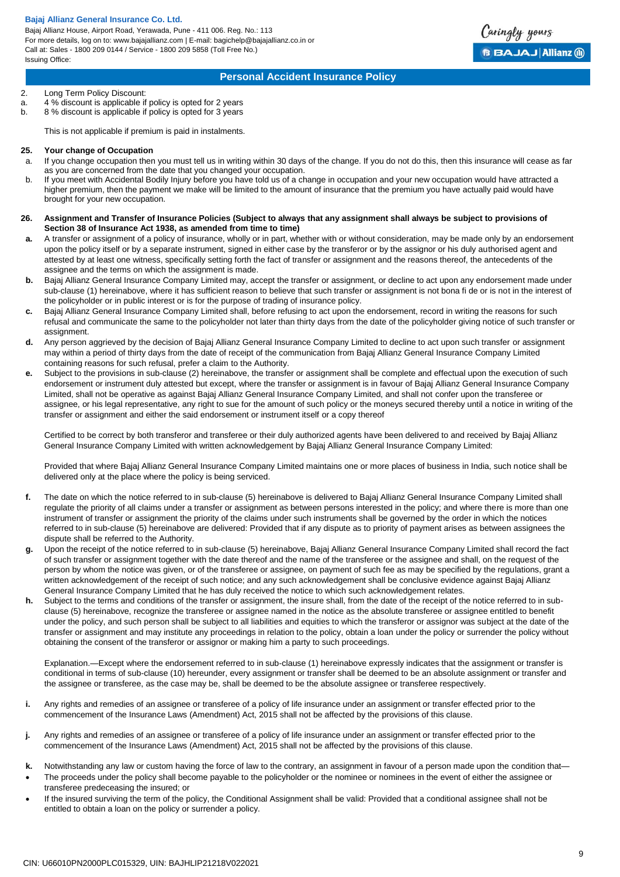2. Long Term Policy Discount:
a. 4 % discount is applicable if policy is opted for 2 years
b. 8 % discount is applicable if policy is opted for 3 years

This is not applicable if premium is paid in instalments.

**25. Your change of Occupation**

a. If you change occupation then you must tell us in writing within 30 days of the change. If you do not do this, then this insurance will cease as far as you are concerned from the date that you changed your occupation.
b. If you meet with Accidental Bodily Injury before you have told us of a change in occupation and your new occupation would have attracted a higher premium, then the payment we make will be limited to the amount of insurance that the premium you have actually paid would have brought for your new occupation.

**26. Assignment and Transfer of Insurance Policies (Subject to always that any assignment shall always be subject to provisions of Section 38 of Insurance Act 1938, as amended from time to time)**

**a.** A transfer or assignment of a policy of insurance, wholly or in part, whether with or without consideration, may be made only by an endorsement upon the policy itself or by a separate instrument, signed in either case by the transferor or by the assignor or his duly authorised agent and attested by at least one witness, specifically setting forth the fact of transfer or assignment and the reasons thereof, the antecedents of the assignee and the terms on which the assignment is made.

**b.** Bajaj Allianz General Insurance Company Limited may, accept the transfer or assignment, or decline to act upon any endorsement made under sub-clause (1) hereinabove, where it has sufficient reason to believe that such transfer or assignment is not bona fi de or is not in the interest of the policyholder or in public interest or is for the purpose of trading of insurance policy.

**c.** Bajaj Allianz General Insurance Company Limited shall, before refusing to act upon the endorsement, record in writing the reasons for such refusal and communicate the same to the policyholder not later than thirty days from the date of the policyholder giving notice of such transfer or assignment.

**d.** Any person aggrieved by the decision of Bajaj Allianz General Insurance Company Limited to decline to act upon such transfer or assignment may within a period of thirty days from the date of receipt of the communication from Bajaj Allianz General Insurance Company Limited containing reasons for such refusal, prefer a claim to the Authority.

**e.** Subject to the provisions in sub-clause (2) hereinabove, the transfer or assignment shall be complete and effectual upon the execution of such endorsement or instrument duly attested but except, where the transfer or assignment is in favour of Bajaj Allianz General Insurance Company Limited, shall not be operative as against Bajaj Allianz General Insurance Company Limited, and shall not confer upon the transferee or assignee, or his legal representative, any right to sue for the amount of such policy or the moneys secured thereby until a notice in writing of the transfer or assignment and either the said endorsement or instrument itself or a copy thereof

Certified to be correct by both transferor and transferee or their duly authorized agents have been delivered to and received by Bajaj Allianz General Insurance Company Limited with written acknowledgement by Bajaj Allianz General Insurance Company Limited:

Provided that where Bajaj Allianz General Insurance Company Limited maintains one or more places of business in India, such notice shall be delivered only at the place where the policy is being serviced.

**f.** The date on which the notice referred to in sub-clause (5) hereinabove is delivered to Bajaj Allianz General Insurance Company Limited shall regulate the priority of all claims under a transfer or assignment as between persons interested in the policy; and where there is more than one instrument of transfer or assignment the priority of the claims under such instruments shall be governed by the order in which the notices referred to in sub-clause (5) hereinabove are delivered: Provided that if any dispute as to priority of payment arises as between assignees the dispute shall be referred to the Authority.

**g.** Upon the receipt of the notice referred to in sub-clause (5) hereinabove, Bajaj Allianz General Insurance Company Limited shall record the fact of such transfer or assignment together with the date thereof and the name of the transferee or the assignee and shall, on the request of the person by whom the notice was given, or of the transferee or assignee, on payment of such fee as may be specified by the regulations, grant a written acknowledgement of the receipt of such notice; and any such acknowledgement shall be conclusive evidence against Bajaj Allianz General Insurance Company Limited that he has duly received the notice to which such acknowledgement relates.

**h.** Subject to the terms and conditions of the transfer or assignment, the insure shall, from the date of the receipt of the notice referred to in sub-clause (5) hereinabove, recognize the transferee or assignee named in the notice as the absolute transferee or assignee entitled to benefit under the policy, and such person shall be subject to all liabilities and equities to which the transferor or assignor was subject at the date of the transfer or assignment and may institute any proceedings in relation to the policy, obtain a loan under the policy or surrender the policy without obtaining the consent of the transferor or assignor or making him a party to such proceedings.

Explanation.—Except where the endorsement referred to in sub-clause (1) hereinabove expressly indicates that the assignment or transfer is conditional in terms of sub-clause (10) hereunder, every assignment or transfer shall be deemed to be an absolute assignment or transfer and the assignee or transferee, as the case may be, shall be deemed to be the absolute assignee or transferee respectively.

**i.** Any rights and remedies of an assignee or transferee of a policy of life insurance under an assignment or transfer effected prior to the commencement of the Insurance Laws (Amendment) Act, 2015 shall not be affected by the provisions of this clause.

**j.** Any rights and remedies of an assignee or transferee of a policy of life insurance under an assignment or transfer effected prior to the commencement of the Insurance Laws (Amendment) Act, 2015 shall not be affected by the provisions of this clause.

**k.** Notwithstanding any law or custom having the force of law to the contrary, an assignment in favour of a person made upon the condition that—

- The proceeds under the policy shall become payable to the policyholder or the nominee or nominees in the event of either the assignee or transferee predeceasing the insured; or
- If the insured surviving the term of the policy, the Conditional Assignment shall be valid: Provided that a conditional assignee shall not be entitled to obtain a loan on the policy or surrender a policy.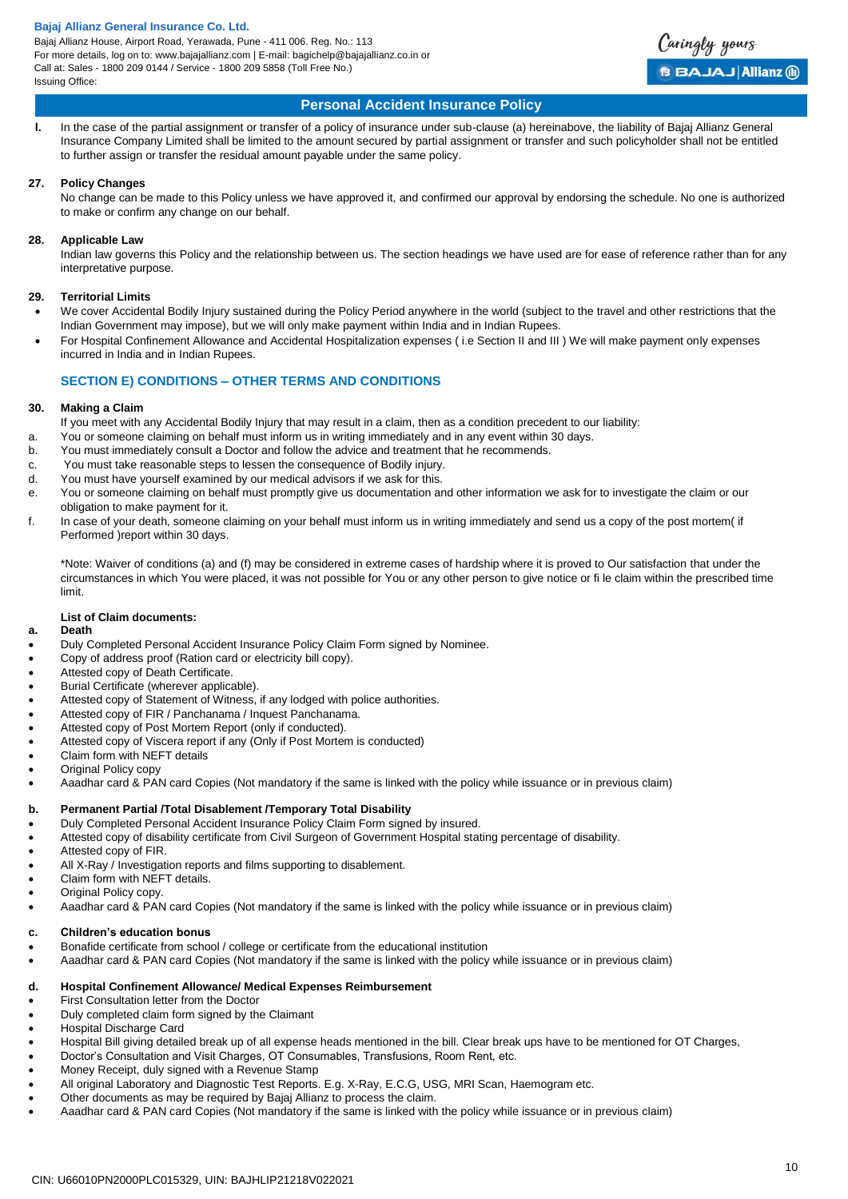## Personal Accident Insurance Policy

**I.** In the case of the partial assignment or transfer of a policy of insurance under sub-clause (a) hereinabove, the liability of Bajaj Allianz General Insurance Company Limited shall be limited to the amount secured by partial assignment or transfer and such policyholder shall not be entitled to further assign or transfer the residual amount payable under the same policy.

**27. Policy Changes**

No change can be made to this Policy unless we have approved it, and confirmed our approval by endorsing the schedule. No one is authorized to make or confirm any change on our behalf.

**28. Applicable Law**

Indian law governs this Policy and the relationship between us. The section headings we have used are for ease of reference rather than for any interpretative purpose.

**29. Territorial Limits**

- We cover Accidental Bodily Injury sustained during the Policy Period anywhere in the world (subject to the travel and other restrictions that the Indian Government may impose), but we will only make payment within India and in Indian Rupees.
- For Hospital Confinement Allowance and Accidental Hospitalization expenses ( i.e Section II and III ) We will make payment only expenses incurred in India and in Indian Rupees.

### SECTION E) CONDITIONS – OTHER TERMS AND CONDITIONS

**30. Making a Claim**

If you meet with any Accidental Bodily Injury that may result in a claim, then as a condition precedent to our liability:

a. You or someone claiming on behalf must inform us in writing immediately and in any event within 30 days.

b. You must immediately consult a Doctor and follow the advice and treatment that he recommends.

c. You must take reasonable steps to lessen the consequence of Bodily injury.

d. You must have yourself examined by our medical advisors if we ask for this.

e. You or someone claiming on behalf must promptly give us documentation and other information we ask for to investigate the claim or our obligation to make payment for it.

f. In case of your death, someone claiming on your behalf must inform us in writing immediately and send us a copy of the post mortem( if Performed )report within 30 days.

*Note: Waiver of conditions (a) and (f) may be considered in extreme cases of hardship where it is proved to Our satisfaction that under the circumstances in which You were placed, it was not possible for You or any other person to give notice or fi le claim within the prescribed time limit.

**List of Claim documents:**

**a. Death**

- Duly Completed Personal Accident Insurance Policy Claim Form signed by Nominee.
- Copy of address proof (Ration card or electricity bill copy).
- Attested copy of Death Certificate.
- Burial Certificate (wherever applicable).
- Attested copy of Statement of Witness, if any lodged with police authorities.
- Attested copy of FIR / Panchanama / Inquest Panchanama.
- Attested copy of Post Mortem Report (only if conducted).
- Attested copy of Viscera report if any (Only if Post Mortem is conducted)
- Claim form with NEFT details
- Original Policy copy
- Aaadhar card & PAN card Copies (Not mandatory if the same is linked with the policy while issuance or in previous claim)

**b. Permanent Partial /Total Disablement /Temporary Total Disability**

- Duly Completed Personal Accident Insurance Policy Claim Form signed by insured.
- Attested copy of disability certificate from Civil Surgeon of Government Hospital stating percentage of disability.
- Attested copy of FIR.
- All X-Ray / Investigation reports and films supporting to disablement.
- Claim form with NEFT details.
- Original Policy copy.
- Aaadhar card & PAN card Copies (Not mandatory if the same is linked with the policy while issuance or in previous claim)

**c. Children's education bonus**

- Bonafide certificate from school / college or certificate from the educational institution
- Aaadhar card & PAN card Copies (Not mandatory if the same is linked with the policy while issuance or in previous claim)

**d. Hospital Confinement Allowance/ Medical Expenses Reimbursement**

- First Consultation letter from the Doctor
- Duly completed claim form signed by the Claimant
- Hospital Discharge Card
- Hospital Bill giving detailed break up of all expense heads mentioned in the bill. Clear break ups have to be mentioned for OT Charges,
- Doctor's Consultation and Visit Charges, OT Consumables, Transfusions, Room Rent, etc.
- Money Receipt, duly signed with a Revenue Stamp
- All original Laboratory and Diagnostic Test Reports. E.g. X-Ray, E.C.G, USG, MRI Scan, Haemogram etc.
- Other documents as may be required by Bajaj Allianz to process the claim.
- Aaadhar card & PAN card Copies (Not mandatory if the same is linked with the policy while issuance or in previous claim)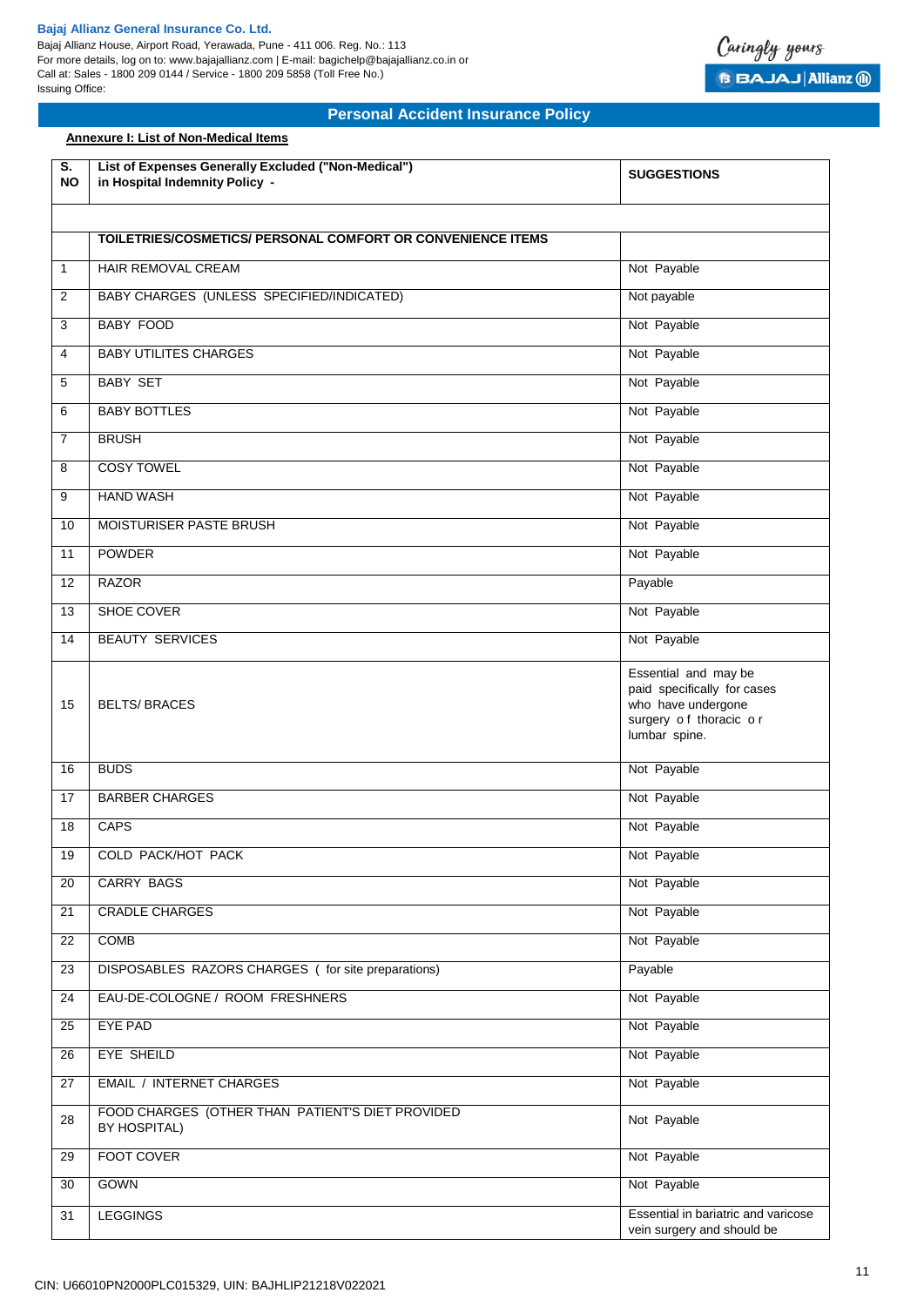**Bajaj Allianz General Insurance Co. Ltd.**
Bajaj Allianz House, Airport Road, Yerawada, Pune - 411 006. Reg. No.: 113
For more details, log on to: www.bajajallianz.com | E-mail: bagichelp@bajajallianz.co.in or
Call at: Sales - 1800 209 0144 / Service - 1800 209 5858 (Toll Free No.)
Issuing Office:

## Personal Accident Insurance Policy

**Annexure I: List of Non-Medical Items**

| S. NO | List of Expenses Generally Excluded ("Non-Medical") in Hospital Indemnity Policy - | SUGGESTIONS |
|---|---|---|
| | | |
| | **TOILETRIES/COSMETICS/ PERSONAL COMFORT OR CONVENIENCE ITEMS** | |
| 1 | HAIR REMOVAL CREAM | Not Payable |
| 2 | BABY CHARGES (UNLESS SPECIFIED/INDICATED) | Not payable |
| 3 | BABY FOOD | Not Payable |
| 4 | BABY UTILITES CHARGES | Not Payable |
| 5 | BABY SET | Not Payable |
| 6 | BABY BOTTLES | Not Payable |
| 7 | BRUSH | Not Payable |
| 8 | COSY TOWEL | Not Payable |
| 9 | HAND WASH | Not Payable |
| 10 | MOISTURISER PASTE BRUSH | Not Payable |
| 11 | POWDER | Not Payable |
| 12 | RAZOR | Payable |
| 13 | SHOE COVER | Not Payable |
| 14 | BEAUTY SERVICES | Not Payable |
| 15 | BELTS/ BRACES | Essential and may be paid specifically for cases who have undergone surgery of thoracic or lumbar spine. |
| 16 | BUDS | Not Payable |
| 17 | BARBER CHARGES | Not Payable |
| 18 | CAPS | Not Payable |
| 19 | COLD PACK/HOT PACK | Not Payable |
| 20 | CARRY BAGS | Not Payable |
| 21 | CRADLE CHARGES | Not Payable |
| 22 | COMB | Not Payable |
| 23 | DISPOSABLES RAZORS CHARGES ( for site preparations) | Payable |
| 24 | EAU-DE-COLOGNE / ROOM FRESHNERS | Not Payable |
| 25 | EYE PAD | Not Payable |
| 26 | EYE SHEILD | Not Payable |
| 27 | EMAIL / INTERNET CHARGES | Not Payable |
| 28 | FOOD CHARGES (OTHER THAN PATIENT'S DIET PROVIDED BY HOSPITAL) | Not Payable |
| 29 | FOOT COVER | Not Payable |
| 30 | GOWN | Not Payable |
| 31 | LEGGINGS | Essential in bariatric and varicose vein surgery and should be |

CIN: U66010PN2000PLC015329, UIN: BAJHLIP21218V022021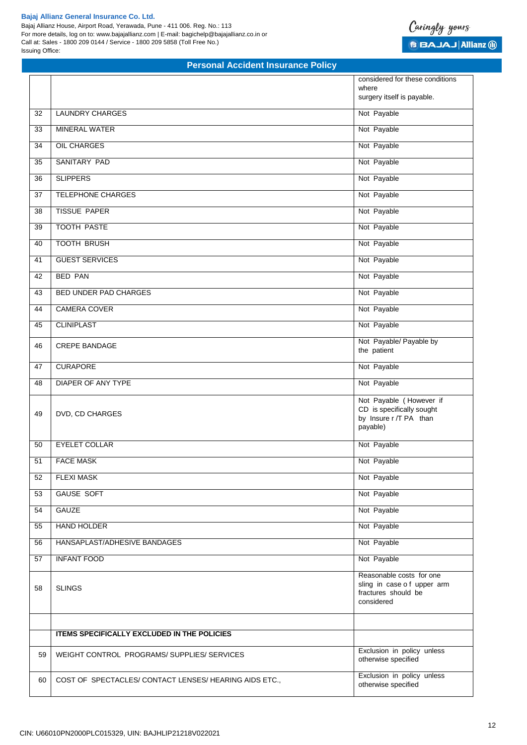**Personal Accident Insurance Policy**

| | | |
|---|---|---|
| | | considered for these conditions where surgery itself is payable. |
| 32 | LAUNDRY CHARGES | Not Payable |
| 33 | MINERAL WATER | Not Payable |
| 34 | OIL CHARGES | Not Payable |
| 35 | SANITARY PAD | Not Payable |
| 36 | SLIPPERS | Not Payable |
| 37 | TELEPHONE CHARGES | Not Payable |
| 38 | TISSUE PAPER | Not Payable |
| 39 | TOOTH PASTE | Not Payable |
| 40 | TOOTH BRUSH | Not Payable |
| 41 | GUEST SERVICES | Not Payable |
| 42 | BED PAN | Not Payable |
| 43 | BED UNDER PAD CHARGES | Not Payable |
| 44 | CAMERA COVER | Not Payable |
| 45 | CLINIPLAST | Not Payable |
| 46 | CREPE BANDAGE | Not Payable/ Payable by the patient |
| 47 | CURAPORE | Not Payable |
| 48 | DIAPER OF ANY TYPE | Not Payable |
| 49 | DVD, CD CHARGES | Not Payable ( However if CD is specifically sought by Insure r /T PA than payable) |
| 50 | EYELET COLLAR | Not Payable |
| 51 | FACE MASK | Not Payable |
| 52 | FLEXI MASK | Not Payable |
| 53 | GAUSE SOFT | Not Payable |
| 54 | GAUZE | Not Payable |
| 55 | HAND HOLDER | Not Payable |
| 56 | HANSAPLAST/ADHESIVE BANDAGES | Not Payable |
| 57 | INFANT FOOD | Not Payable |
| 58 | SLINGS | Reasonable costs for one sling in case o f upper arm fractures should be considered |
| | | |
| | **ITEMS SPECIFICALLY EXCLUDED IN THE POLICIES** | |
| 59 | WEIGHT CONTROL PROGRAMS/ SUPPLIES/ SERVICES | Exclusion in policy unless otherwise specified |
| 60 | COST OF SPECTACLES/ CONTACT LENSES/ HEARING AIDS ETC., | Exclusion in policy unless otherwise specified |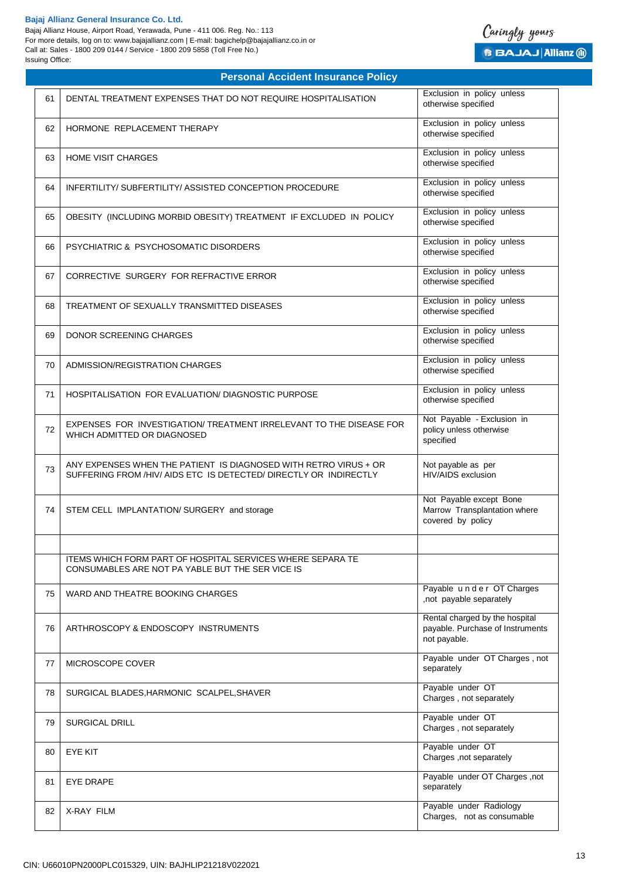**Bajaj Allianz General Insurance Co. Ltd.**
Bajaj Allianz House, Airport Road, Yerawada, Pune - 411 006. Reg. No.: 113
For more details, log on to: www.bajajallianz.com | E-mail: bagichelp@bajajallianz.co.in or
Call at: Sales - 1800 209 0144 / Service - 1800 209 5858 (Toll Free No.)
Issuing Office:

## Personal Accident Insurance Policy

| | | |
|---|---|---|
| 61 | DENTAL TREATMENT EXPENSES THAT DO NOT REQUIRE HOSPITALISATION | Exclusion in policy unless otherwise specified |
| 62 | HORMONE REPLACEMENT THERAPY | Exclusion in policy unless otherwise specified |
| 63 | HOME VISIT CHARGES | Exclusion in policy unless otherwise specified |
| 64 | INFERTILITY/ SUBFERTILITY/ ASSISTED CONCEPTION PROCEDURE | Exclusion in policy unless otherwise specified |
| 65 | OBESITY (INCLUDING MORBID OBESITY) TREATMENT IF EXCLUDED IN POLICY | Exclusion in policy unless otherwise specified |
| 66 | PSYCHIATRIC & PSYCHOSOMATIC DISORDERS | Exclusion in policy unless otherwise specified |
| 67 | CORRECTIVE SURGERY FOR REFRACTIVE ERROR | Exclusion in policy unless otherwise specified |
| 68 | TREATMENT OF SEXUALLY TRANSMITTED DISEASES | Exclusion in policy unless otherwise specified |
| 69 | DONOR SCREENING CHARGES | Exclusion in policy unless otherwise specified |
| 70 | ADMISSION/REGISTRATION CHARGES | Exclusion in policy unless otherwise specified |
| 71 | HOSPITALISATION FOR EVALUATION/ DIAGNOSTIC PURPOSE | Exclusion in policy unless otherwise specified |
| 72 | EXPENSES FOR INVESTIGATION/ TREATMENT IRRELEVANT TO THE DISEASE FOR WHICH ADMITTED OR DIAGNOSED | Not Payable - Exclusion in policy unless otherwise specified |
| 73 | ANY EXPENSES WHEN THE PATIENT IS DIAGNOSED WITH RETRO VIRUS + OR SUFFERING FROM /HIV/ AIDS ETC IS DETECTED/ DIRECTLY OR INDIRECTLY | Not payable as per HIV/AIDS exclusion |
| 74 | STEM CELL IMPLANTATION/ SURGERY and storage | Not Payable except Bone Marrow Transplantation where covered by policy |
| | | |
| | ITEMS WHICH FORM PART OF HOSPITAL SERVICES WHERE SEPARA TE CONSUMABLES ARE NOT PA YABLE BUT THE SER VICE IS | |
| 75 | WARD AND THEATRE BOOKING CHARGES | Payable u n d e r OT Charges ,not payable separately |
| 76 | ARTHROSCOPY & ENDOSCOPY INSTRUMENTS | Rental charged by the hospital payable. Purchase of Instruments not payable. |
| 77 | MICROSCOPE COVER | Payable under OT Charges , not separately |
| 78 | SURGICAL BLADES,HARMONIC SCALPEL,SHAVER | Payable under OT Charges , not separately |
| 79 | SURGICAL DRILL | Payable under OT Charges , not separately |
| 80 | EYE KIT | Payable under OT Charges ,not separately |
| 81 | EYE DRAPE | Payable under OT Charges ,not separately |
| 82 | X-RAY FILM | Payable under Radiology Charges, not as consumable |

CIN: U66010PN2000PLC015329, UIN: BAJHLIP21218V022021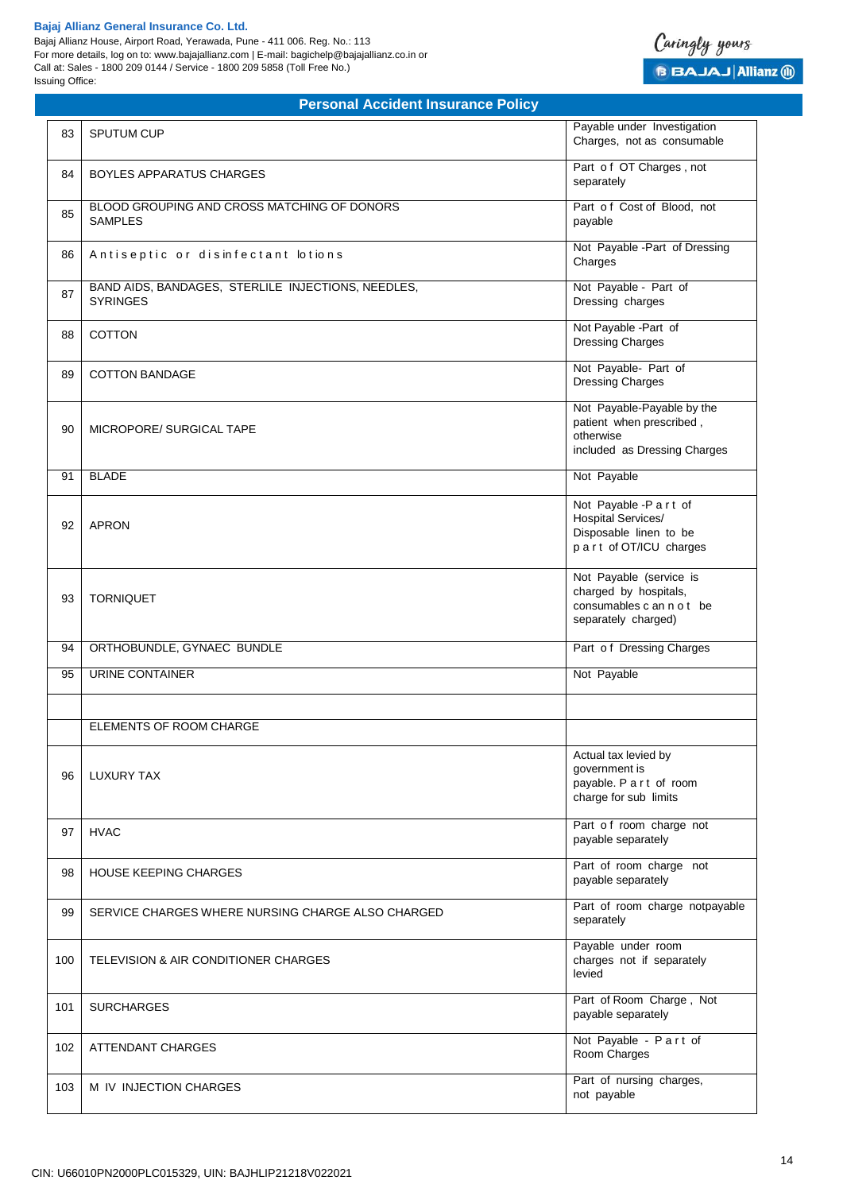## Personal Accident Insurance Policy

| | | |
|---|---|---|
| 83 | SPUTUM CUP | Payable under Investigation Charges, not as consumable |
| 84 | BOYLES APPARATUS CHARGES | Part of OT Charges, not separately |
| 85 | BLOOD GROUPING AND CROSS MATCHING OF DONORS SAMPLES | Part of Cost of Blood, not payable |
| 86 | Antiseptic or disinfectant lotions | Not Payable -Part of Dressing Charges |
| 87 | BAND AIDS, BANDAGES, STERLILE INJECTIONS, NEEDLES, SYRINGES | Not Payable - Part of Dressing charges |
| 88 | COTTON | Not Payable -Part of Dressing Charges |
| 89 | COTTON BANDAGE | Not Payable- Part of Dressing Charges |
| 90 | MICROPORE/ SURGICAL TAPE | Not Payable-Payable by the patient when prescribed, otherwise included as Dressing Charges |
| 91 | BLADE | Not Payable |
| 92 | APRON | Not Payable -Part of Hospital Services/ Disposable linen to be part of OT/ICU charges |
| 93 | TORNIQUET | Not Payable (service is charged by hospitals, consumables cannot be separately charged) |
| 94 | ORTHOBUNDLE, GYNAEC BUNDLE | Part of Dressing Charges |
| 95 | URINE CONTAINER | Not Payable |
| | | |
| | ELEMENTS OF ROOM CHARGE | |
| 96 | LUXURY TAX | Actual tax levied by government is payable. Part of room charge for sub limits |
| 97 | HVAC | Part of room charge not payable separately |
| 98 | HOUSE KEEPING CHARGES | Part of room charge not payable separately |
| 99 | SERVICE CHARGES WHERE NURSING CHARGE ALSO CHARGED | Part of room charge notpayable separately |
| 100 | TELEVISION & AIR CONDITIONER CHARGES | Payable under room charges not if separately levied |
| 101 | SURCHARGES | Part of Room Charge, Not payable separately |
| 102 | ATTENDANT CHARGES | Not Payable - Part of Room Charges |
| 103 | M IV INJECTION CHARGES | Part of nursing charges, not payable |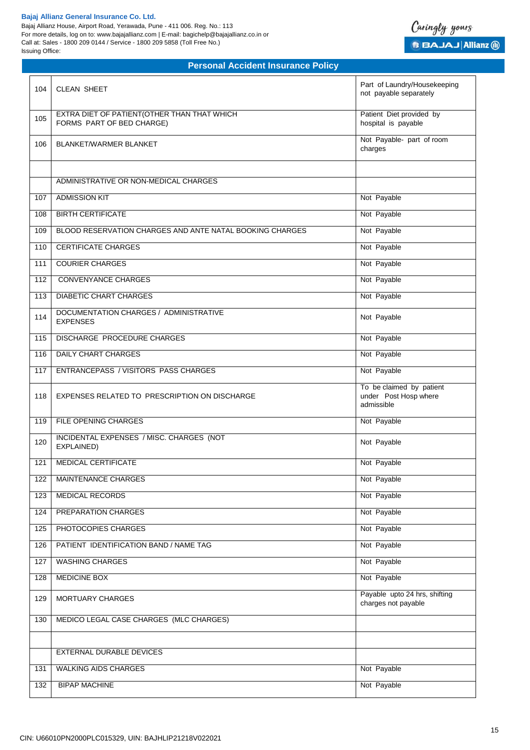## Personal Accident Insurance Policy

| | | |
|---|---|---|
| 104 | CLEAN SHEET | Part of Laundry/Housekeeping not payable separately |
| 105 | EXTRA DIET OF PATIENT(OTHER THAN THAT WHICH FORMS PART OF BED CHARGE) | Patient Diet provided by hospital is payable |
| 106 | BLANKET/WARMER BLANKET | Not Payable- part of room charges |
| | | |
| | ADMINISTRATIVE OR NON-MEDICAL CHARGES | |
| 107 | ADMISSION KIT | Not Payable |
| 108 | BIRTH CERTIFICATE | Not Payable |
| 109 | BLOOD RESERVATION CHARGES AND ANTE NATAL BOOKING CHARGES | Not Payable |
| 110 | CERTIFICATE CHARGES | Not Payable |
| 111 | COURIER CHARGES | Not Payable |
| 112 | CONVENYANCE CHARGES | Not Payable |
| 113 | DIABETIC CHART CHARGES | Not Payable |
| 114 | DOCUMENTATION CHARGES / ADMINISTRATIVE EXPENSES | Not Payable |
| 115 | DISCHARGE PROCEDURE CHARGES | Not Payable |
| 116 | DAILY CHART CHARGES | Not Payable |
| 117 | ENTRANCEPASS / VISITORS PASS CHARGES | Not Payable |
| 118 | EXPENSES RELATED TO PRESCRIPTION ON DISCHARGE | To be claimed by patient under Post Hosp where admissible |
| 119 | FILE OPENING CHARGES | Not Payable |
| 120 | INCIDENTAL EXPENSES / MISC. CHARGES (NOT EXPLAINED) | Not Payable |
| 121 | MEDICAL CERTIFICATE | Not Payable |
| 122 | MAINTENANCE CHARGES | Not Payable |
| 123 | MEDICAL RECORDS | Not Payable |
| 124 | PREPARATION CHARGES | Not Payable |
| 125 | PHOTOCOPIES CHARGES | Not Payable |
| 126 | PATIENT IDENTIFICATION BAND / NAME TAG | Not Payable |
| 127 | WASHING CHARGES | Not Payable |
| 128 | MEDICINE BOX | Not Payable |
| 129 | MORTUARY CHARGES | Payable upto 24 hrs, shifting charges not payable |
| 130 | MEDICO LEGAL CASE CHARGES (MLC CHARGES) | |
| | | |
| | EXTERNAL DURABLE DEVICES | |
| 131 | WALKING AIDS CHARGES | Not Payable |
| 132 | BIPAP MACHINE | Not Payable |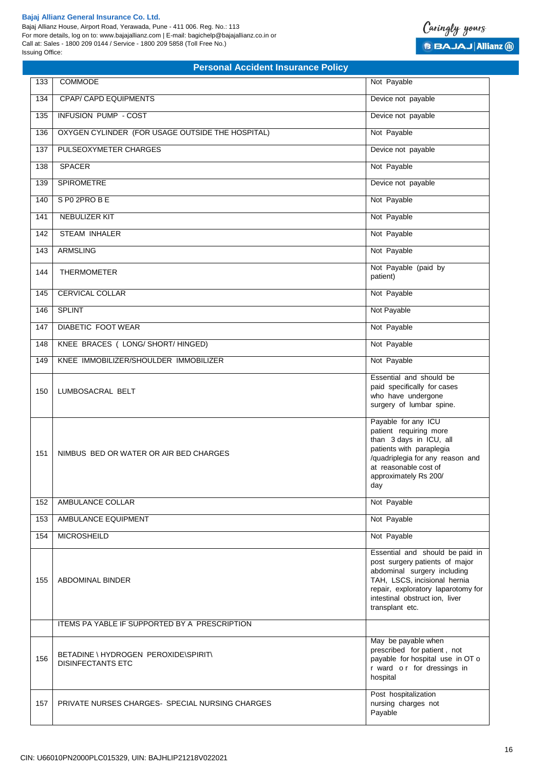## Personal Accident Insurance Policy

| | | |
|---|---|---|
| 133 | COMMODE | Not Payable |
| 134 | CPAP/ CAPD EQUIPMENTS | Device not payable |
| 135 | INFUSION PUMP - COST | Device not payable |
| 136 | OXYGEN CYLINDER (FOR USAGE OUTSIDE THE HOSPITAL) | Not Payable |
| 137 | PULSEOXYMETER CHARGES | Device not payable |
| 138 | SPACER | Not Payable |
| 139 | SPIROMETRE | Device not payable |
| 140 | S P0 2PRO B E | Not Payable |
| 141 | NEBULIZER KIT | Not Payable |
| 142 | STEAM INHALER | Not Payable |
| 143 | ARMSLING | Not Payable |
| 144 | THERMOMETER | Not Payable (paid by patient) |
| 145 | CERVICAL COLLAR | Not Payable |
| 146 | SPLINT | Not Payable |
| 147 | DIABETIC FOOT WEAR | Not Payable |
| 148 | KNEE BRACES ( LONG/ SHORT/ HINGED) | Not Payable |
| 149 | KNEE IMMOBILIZER/SHOULDER IMMOBILIZER | Not Payable |
| 150 | LUMBOSACRAL BELT | Essential and should be paid specifically for cases who have undergone surgery of lumbar spine. |
| 151 | NIMBUS BED OR WATER OR AIR BED CHARGES | Payable for any ICU patient requiring more than 3 days in ICU, all patients with paraplegia /quadriplegia for any reason and at reasonable cost of approximately Rs 200/ day |
| 152 | AMBULANCE COLLAR | Not Payable |
| 153 | AMBULANCE EQUIPMENT | Not Payable |
| 154 | MICROSHEILD | Not Payable |
| 155 | ABDOMINAL BINDER | Essential and should be paid in post surgery patients of major abdominal surgery including TAH, LSCS, incisional hernia repair, exploratory laparotomy for intestinal obstruct ion, liver transplant etc. |
| | ITEMS PA YABLE IF SUPPORTED BY A PRESCRIPTION | |
| 156 | BETADINE \ HYDROGEN PEROXIDE\SPIRIT\ DISINFECTANTS ETC | May be payable when prescribed for patient , not payable for hospital use in OT o r ward o r for dressings in hospital |
| 157 | PRIVATE NURSES CHARGES- SPECIAL NURSING CHARGES | Post hospitalization nursing charges not Payable |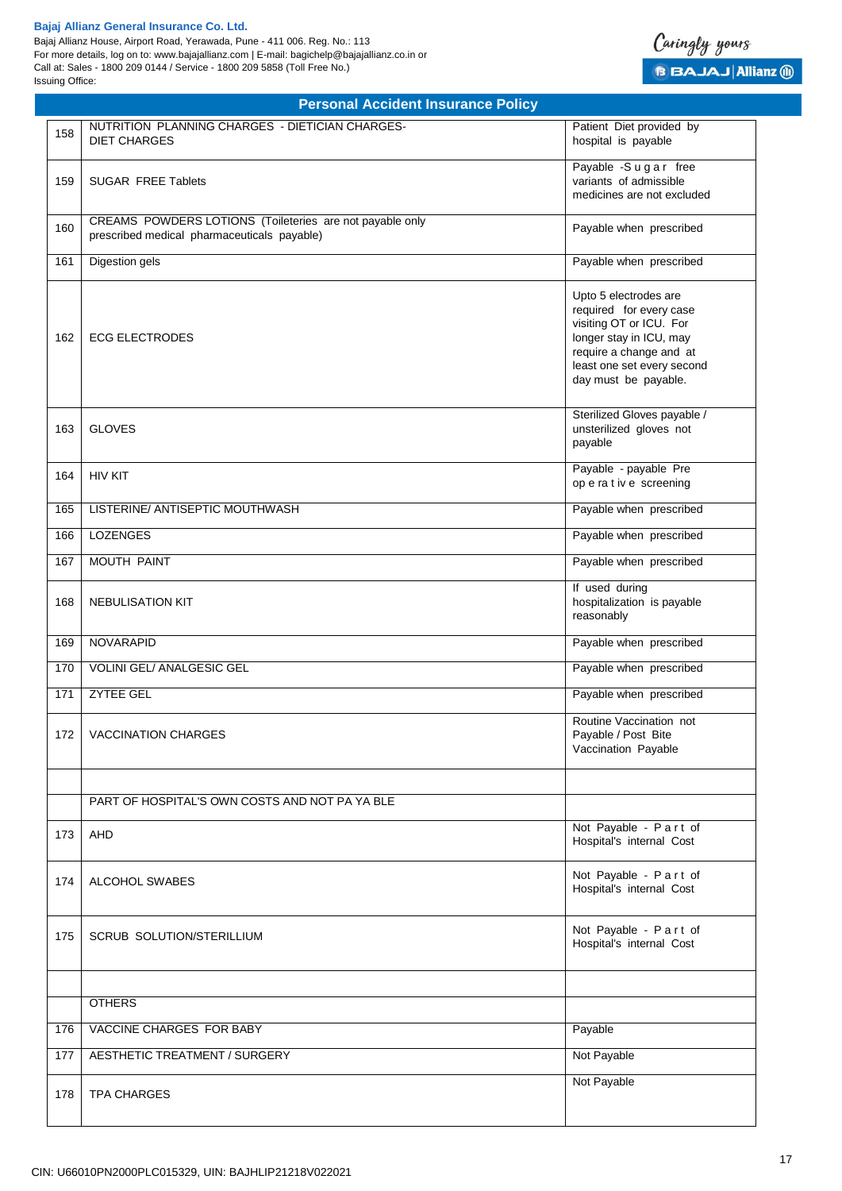## Personal Accident Insurance Policy

| | | |
|---|---|---|
| 158 | NUTRITION PLANNING CHARGES - DIETICIAN CHARGES- DIET CHARGES | Patient Diet provided by hospital is payable |
| 159 | SUGAR FREE Tablets | Payable -Sugar free variants of admissible medicines are not excluded |
| 160 | CREAMS POWDERS LOTIONS (Toileteries are not payable only prescribed medical pharmaceuticals payable) | Payable when prescribed |
| 161 | Digestion gels | Payable when prescribed |
| 162 | ECG ELECTRODES | Upto 5 electrodes are required for every case visiting OT or ICU. For longer stay in ICU, may require a change and at least one set every second day must be payable. |
| 163 | GLOVES | Sterilized Gloves payable / unsterilized gloves not payable |
| 164 | HIV KIT | Payable - payable Pre operative screening |
| 165 | LISTERINE/ ANTISEPTIC MOUTHWASH | Payable when prescribed |
| 166 | LOZENGES | Payable when prescribed |
| 167 | MOUTH PAINT | Payable when prescribed |
| 168 | NEBULISATION KIT | If used during hospitalization is payable reasonably |
| 169 | NOVARAPID | Payable when prescribed |
| 170 | VOLINI GEL/ ANALGESIC GEL | Payable when prescribed |
| 171 | ZYTEE GEL | Payable when prescribed |
| 172 | VACCINATION CHARGES | Routine Vaccination not Payable / Post Bite Vaccination Payable |
| | | |
| | PART OF HOSPITAL'S OWN COSTS AND NOT PAYABLE | |
| 173 | AHD | Not Payable - Part of Hospital's internal Cost |
| 174 | ALCOHOL SWABES | Not Payable - Part of Hospital's internal Cost |
| 175 | SCRUB SOLUTION/STERILLIUM | Not Payable - Part of Hospital's internal Cost |
| | | |
| | OTHERS | |
| 176 | VACCINE CHARGES FOR BABY | Payable |
| 177 | AESTHETIC TREATMENT / SURGERY | Not Payable |
| 178 | TPA CHARGES | Not Payable |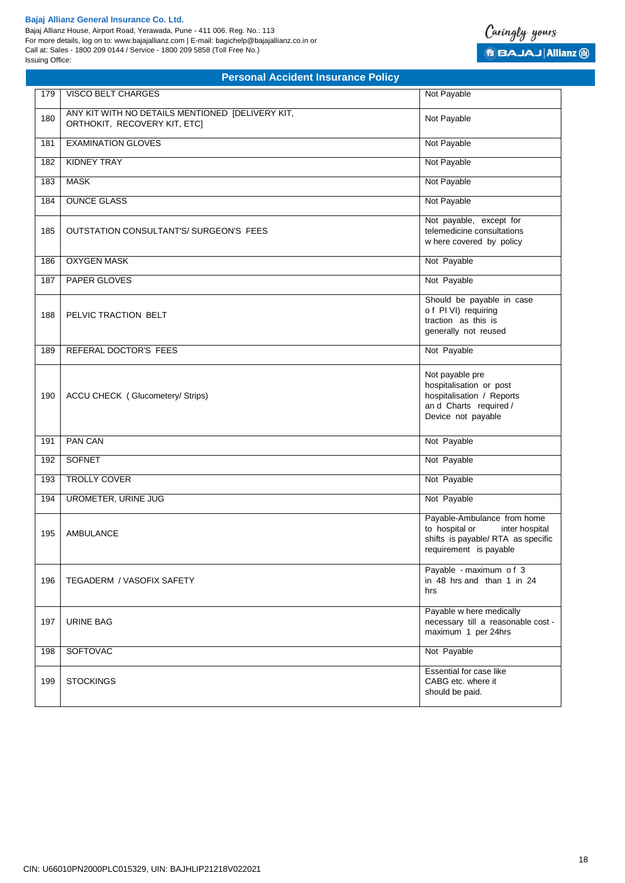Bajaj Allianz General Insurance Co. Ltd.
Bajaj Allianz House, Airport Road, Yerawada, Pune - 411 006. Reg. No.: 113
For more details, log on to: www.bajajallianz.com | E-mail: bagichelp@bajajallianz.co.in or
Call at: Sales - 1800 209 0144 / Service - 1800 209 5858 (Toll Free No.)
Issuing Office:

## Personal Accident Insurance Policy

| | | |
|---|---|---|
| 179 | VISCO BELT CHARGES | Not Payable |
| 180 | ANY KIT WITH NO DETAILS MENTIONED [DELIVERY KIT, ORTHOKIT, RECOVERY KIT, ETC] | Not Payable |
| 181 | EXAMINATION GLOVES | Not Payable |
| 182 | KIDNEY TRAY | Not Payable |
| 183 | MASK | Not Payable |
| 184 | OUNCE GLASS | Not Payable |
| 185 | OUTSTATION CONSULTANT'S/ SURGEON'S FEES | Not payable, except for telemedicine consultations where covered by policy |
| 186 | OXYGEN MASK | Not Payable |
| 187 | PAPER GLOVES | Not Payable |
| 188 | PELVIC TRACTION BELT | Should be payable in case of PI VI) requiring traction as this is generally not reused |
| 189 | REFERAL DOCTOR'S FEES | Not Payable |
| 190 | ACCU CHECK ( Glucometery/ Strips) | Not payable pre hospitalisation or post hospitalisation / Reports and Charts required / Device not payable |
| 191 | PAN CAN | Not Payable |
| 192 | SOFNET | Not Payable |
| 193 | TROLLY COVER | Not Payable |
| 194 | UROMETER, URINE JUG | Not Payable |
| 195 | AMBULANCE | Payable-Ambulance from home to hospital or inter hospital shifts is payable/ RTA as specific requirement is payable |
| 196 | TEGADERM / VASOFIX SAFETY | Payable - maximum of 3 in 48 hrs and than 1 in 24 hrs |
| 197 | URINE BAG | Payable where medically necessary till a reasonable cost - maximum 1 per 24hrs |
| 198 | SOFTOVAC | Not Payable |
| 199 | STOCKINGS | Essential for case like CABG etc. where it should be paid. |

CIN: U66010PN2000PLC015329, UIN: BAJHLIP21218V022021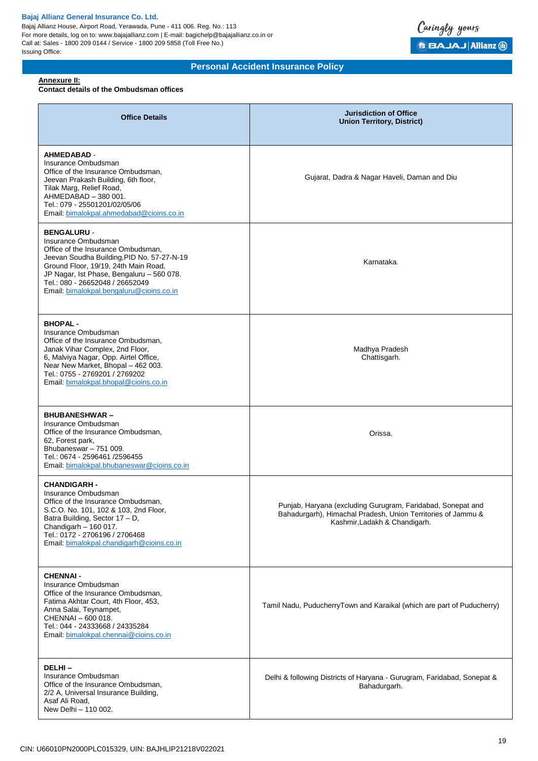**Annexure II:**

**Contact details of the Ombudsman offices**

| Office Details | Jurisdiction of Office Union Territory, District) |
|---|---|
| **AHMEDABAD** - Insurance Ombudsman Office of the Insurance Ombudsman, Jeevan Prakash Building, 6th floor, Tilak Marg, Relief Road, AHMEDABAD – 380 001. Tel.: 079 - 25501201/02/05/06 Email: bimalokpal.ahmedabad@cioins.co.in | Gujarat, Dadra & Nagar Haveli, Daman and Diu |
| **BENGALURU** - Insurance Ombudsman Office of the Insurance Ombudsman, Jeevan Soudha Building,PID No. 57-27-N-19 Ground Floor, 19/19, 24th Main Road, JP Nagar, Ist Phase, Bengaluru – 560 078. Tel.: 080 - 26652048 / 26652049 Email: bimalokpal.bengaluru@cioins.co.in | Karnataka. |
| **BHOPAL** - Insurance Ombudsman Office of the Insurance Ombudsman, Janak Vihar Complex, 2nd Floor, 6, Malviya Nagar, Opp. Airtel Office, Near New Market, Bhopal – 462 003. Tel.: 0755 - 2769201 / 2769202 Email: bimalokpal.bhopal@cioins.co.in | Madhya Pradesh Chattisgarh. |
| **BHUBANESHWAR** – Insurance Ombudsman Office of the Insurance Ombudsman, 62, Forest park, Bhubaneswar – 751 009. Tel.: 0674 - 2596461 /2596455 Email: bimalokpal.bhubaneswar@cioins.co.in | Orissa. |
| **CHANDIGARH** - Insurance Ombudsman Office of the Insurance Ombudsman, S.C.O. No. 101, 102 & 103, 2nd Floor, Batra Building, Sector 17 – D, Chandigarh – 160 017. Tel.: 0172 - 2706196 / 2706468 Email: bimalokpal.chandigarh@cioins.co.in | Punjab, Haryana (excluding Gurugram, Faridabad, Sonepat and Bahadurgarh), Himachal Pradesh, Union Territories of Jammu & Kashmir,Ladakh & Chandigarh. |
| **CHENNAI** - Insurance Ombudsman Office of the Insurance Ombudsman, Fatima Akhtar Court, 4th Floor, 453, Anna Salai, Teynampet, CHENNAI – 600 018. Tel.: 044 - 24333668 / 24335284 Email: bimalokpal.chennai@cioins.co.in | Tamil Nadu, PuducherryTown and Karaikal (which are part of Puducherry) |
| **DELHI** – Insurance Ombudsman Office of the Insurance Ombudsman, 2/2 A, Universal Insurance Building, Asaf Ali Road, New Delhi – 110 002. | Delhi & following Districts of Haryana - Gurugram, Faridabad, Sonepat & Bahadurgarh. |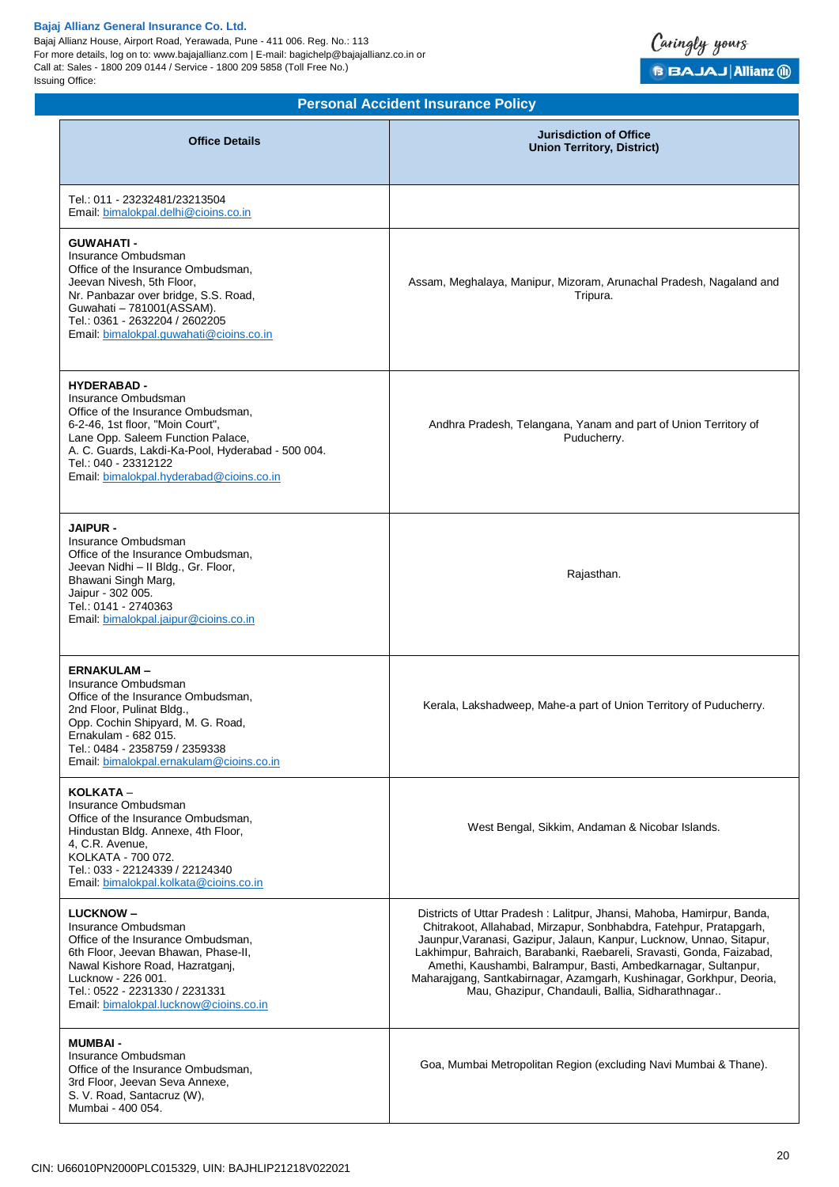## Personal Accident Insurance Policy

| Office Details | Jurisdiction of Office Union Territory, District) |
|---|---|
| Tel.: 011 - 23232481/23213504<br>Email: bimalokpal.delhi@cioins.co.in | |
| **GUWAHATI -**<br>Insurance Ombudsman<br>Office of the Insurance Ombudsman,<br>Jeevan Nivesh, 5th Floor,<br>Nr. Panbazar over bridge, S.S. Road,<br>Guwahati – 781001(ASSAM).<br>Tel.: 0361 - 2632204 / 2602205<br>Email: bimalokpal.guwahati@cioins.co.in | Assam, Meghalaya, Manipur, Mizoram, Arunachal Pradesh, Nagaland and Tripura. |
| **HYDERABAD -**<br>Insurance Ombudsman<br>Office of the Insurance Ombudsman,<br>6-2-46, 1st floor, "Moin Court",<br>Lane Opp. Saleem Function Palace,<br>A. C. Guards, Lakdi-Ka-Pool, Hyderabad - 500 004.<br>Tel.: 040 - 23312122<br>Email: bimalokpal.hyderabad@cioins.co.in | Andhra Pradesh, Telangana, Yanam and part of Union Territory of Puducherry. |
| **JAIPUR -**<br>Insurance Ombudsman<br>Office of the Insurance Ombudsman,<br>Jeevan Nidhi – II Bldg., Gr. Floor,<br>Bhawani Singh Marg,<br>Jaipur - 302 005.<br>Tel.: 0141 - 2740363<br>Email: bimalokpal.jaipur@cioins.co.in | Rajasthan. |
| **ERNAKULAM –**<br>Insurance Ombudsman<br>Office of the Insurance Ombudsman,<br>2nd Floor, Pulinat Bldg.,<br>Opp. Cochin Shipyard, M. G. Road,<br>Ernakulam - 682 015.<br>Tel.: 0484 - 2358759 / 2359338<br>Email: bimalokpal.ernakulam@cioins.co.in | Kerala, Lakshadweep, Mahe-a part of Union Territory of Puducherry. |
| **KOLKATA –**<br>Insurance Ombudsman<br>Office of the Insurance Ombudsman,<br>Hindustan Bldg. Annexe, 4th Floor,<br>4, C.R. Avenue,<br>KOLKATA - 700 072.<br>Tel.: 033 - 22124339 / 22124340<br>Email: bimalokpal.kolkata@cioins.co.in | West Bengal, Sikkim, Andaman & Nicobar Islands. |
| **LUCKNOW –**<br>Insurance Ombudsman<br>Office of the Insurance Ombudsman,<br>6th Floor, Jeevan Bhawan, Phase-II,<br>Nawal Kishore Road, Hazratganj,<br>Lucknow - 226 001.<br>Tel.: 0522 - 2231330 / 2231331<br>Email: bimalokpal.lucknow@cioins.co.in | Districts of Uttar Pradesh : Lalitpur, Jhansi, Mahoba, Hamirpur, Banda, Chitrakoot, Allahabad, Mirzapur, Sonbhabdra, Fatehpur, Pratapgarh, Jaunpur,Varanasi, Gazipur, Jalaun, Kanpur, Lucknow, Unnao, Sitapur, Lakhimpur, Bahraich, Barabanki, Raebareli, Sravasti, Gonda, Faizabad, Amethi, Kaushambi, Balrampur, Basti, Ambedkarnagar, Sultanpur, Maharajgang, Santkabirnagar, Azamgarh, Kushinagar, Gorkhpur, Deoria, Mau, Ghazipur, Chandauli, Ballia, Sidharathnagar.. |
| **MUMBAI -**<br>Insurance Ombudsman<br>Office of the Insurance Ombudsman,<br>3rd Floor, Jeevan Seva Annexe,<br>S. V. Road, Santacruz (W),<br>Mumbai - 400 054. | Goa, Mumbai Metropolitan Region (excluding Navi Mumbai & Thane). |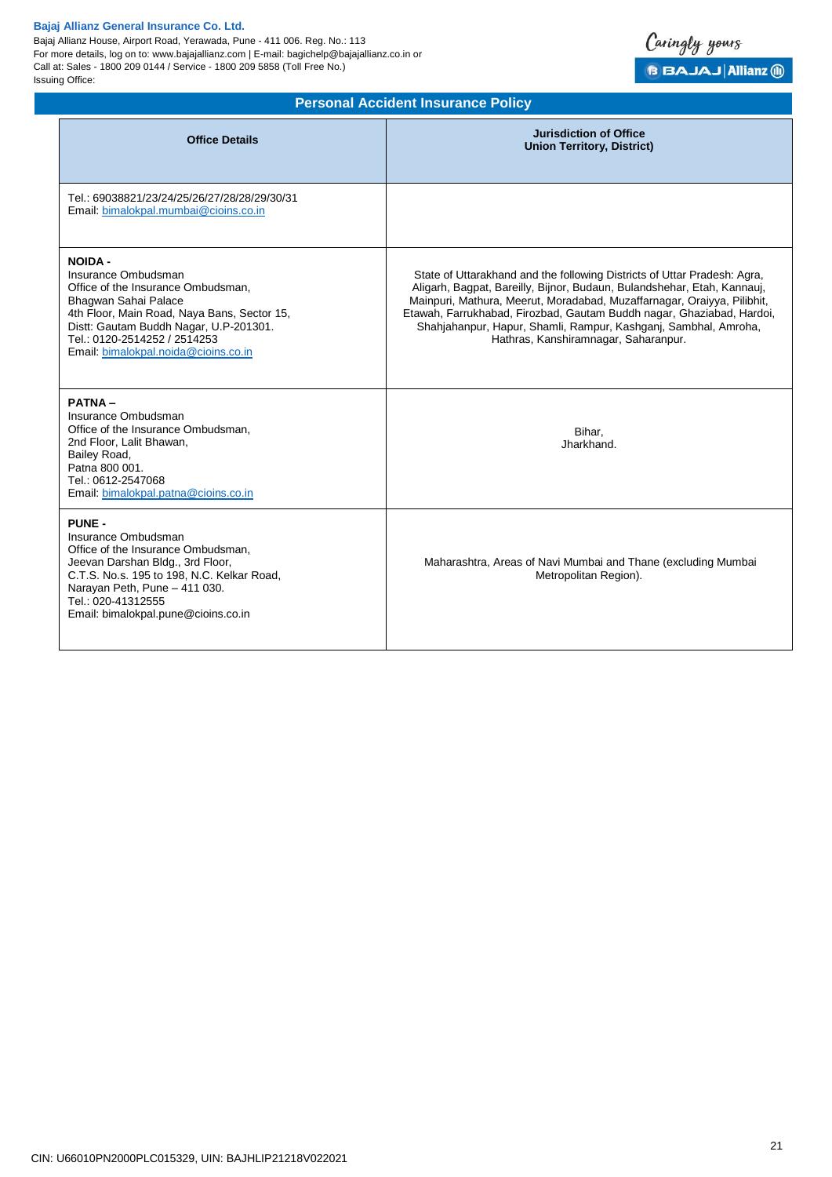## Personal Accident Insurance Policy

| Office Details | Jurisdiction of Office Union Territory, District) |
| --- | --- |
| Tel.: 69038821/23/24/25/26/27/28/28/29/30/31<br>Email: bimalokpal.mumbai@cioins.co.in | |
| **NOIDA -**<br>Insurance Ombudsman<br>Office of the Insurance Ombudsman,<br>Bhagwan Sahai Palace<br>4th Floor, Main Road, Naya Bans, Sector 15,<br>Distt: Gautam Buddh Nagar, U.P-201301.<br>Tel.: 0120-2514252 / 2514253<br>Email: bimalokpal.noida@cioins.co.in | State of Uttarakhand and the following Districts of Uttar Pradesh: Agra, Aligarh, Bagpat, Bareilly, Bijnor, Budaun, Bulandshehar, Etah, Kannauj, Mainpuri, Mathura, Meerut, Moradabad, Muzaffarnagar, Oraiyya, Pilibhit, Etawah, Farrukhabad, Firozbad, Gautam Buddh nagar, Ghaziabad, Hardoi, Shahjahanpur, Hapur, Shamli, Rampur, Kashganj, Sambhal, Amroha, Hathras, Kanshiramnagar, Saharanpur. |
| **PATNA –**<br>Insurance Ombudsman<br>Office of the Insurance Ombudsman,<br>2nd Floor, Lalit Bhawan,<br>Bailey Road,<br>Patna 800 001.<br>Tel.: 0612-2547068<br>Email: bimalokpal.patna@cioins.co.in | Bihar,<br>Jharkhand. |
| **PUNE -**<br>Insurance Ombudsman<br>Office of the Insurance Ombudsman,<br>Jeevan Darshan Bldg., 3rd Floor,<br>C.T.S. No.s. 195 to 198, N.C. Kelkar Road,<br>Narayan Peth, Pune – 411 030.<br>Tel.: 020-41312555<br>Email: bimalokpal.pune@cioins.co.in | Maharashtra, Areas of Navi Mumbai and Thane (excluding Mumbai Metropolitan Region). |